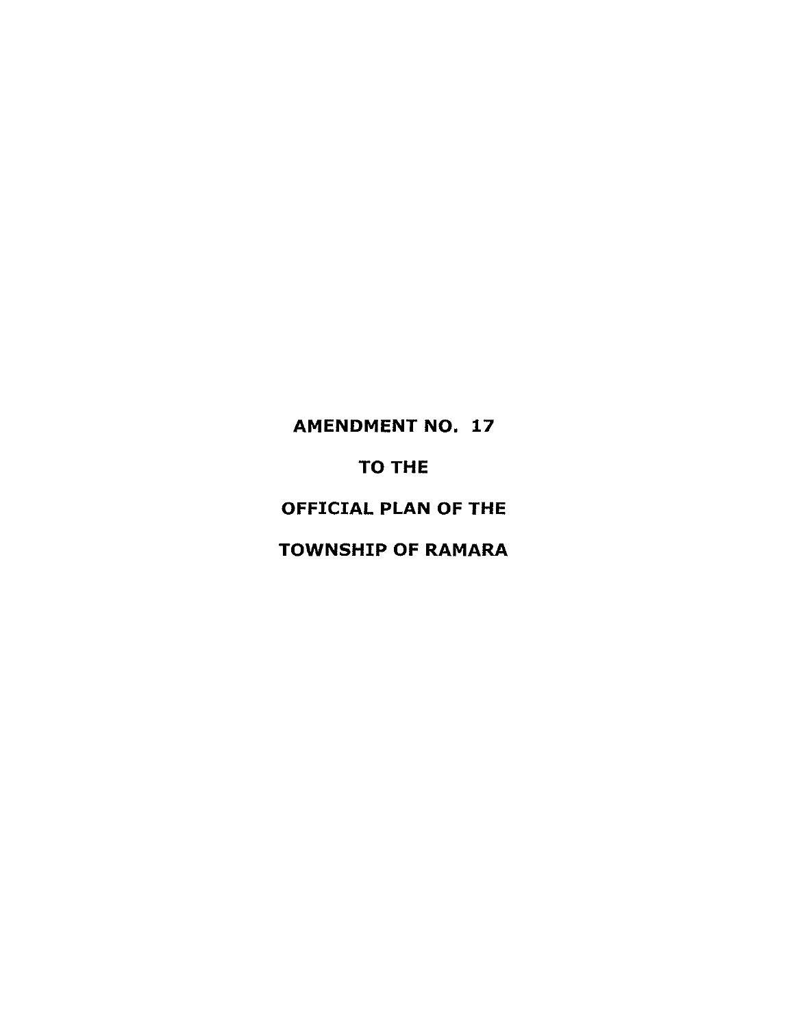# AMENDMENT NO. 17

# TO THE

# OFFICIAL PLAN OF THE

# TOWNSHIP OF RAMARA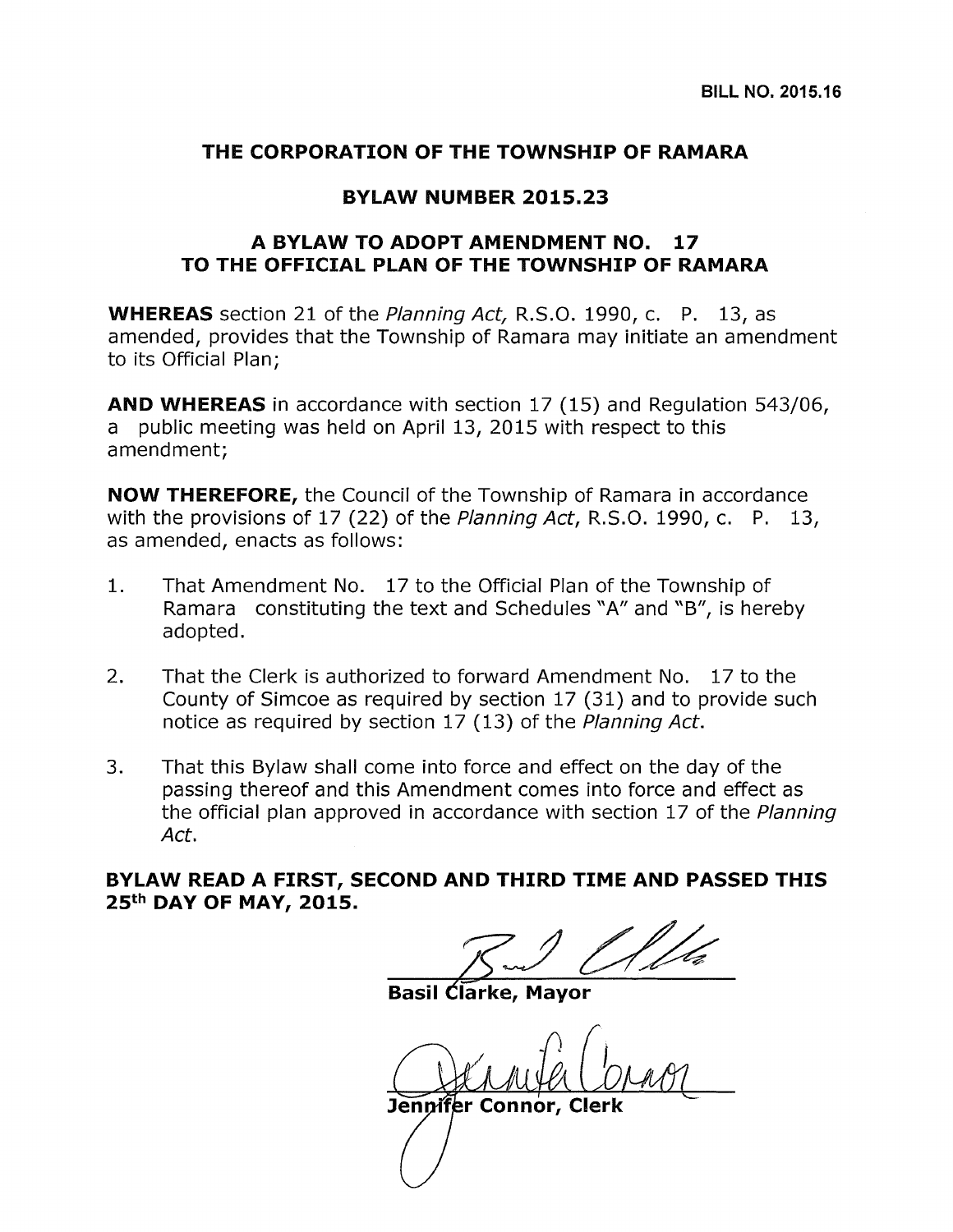**BILL NO. 2015.16**

## THE CORPORATION OF THE TOWNSHIP OF RAMARA

## BYLAW NUMBER 2015.23

## A BYLAW TO ADOPT AMENDMENT NO. 17 TO THE OFFICIAL PLAN OF THE TOWNSHIP OF RAMARA

**WHEREAS** section 21 of the *Planning Act,* R.S.O. 1990, c. P. 13, as amended, provides that the Township of Ramara may initiate an amendment to its Official Plan;

**AND WHEREAS** in accordance with section 17 (15) and Regulation 543/06, a public meeting was held on April 13, 2015 with respect to this amendment;

**NOW THEREFORE,** the Council of the Township of Ramara in accordance with the provisions of 17 (22) of the *Planning Act*, R.S.O. 1990, c. P. 13, as amended, enacts as follows:

1. That Amendment No. 17 to the Official Plan of the Township of Ramara constituting the text and Schedules "A" and "B", is hereby adopted.

2. That the Clerk is authorized to forward Amendment No. 17 to the County of Simcoe as required by section 17 (31) and to provide such notice as required by section 17 (13) of the *Planning Act*.

3. That this Bylaw shall come into force and effect on the day of the passing thereof and this Amendment comes into force and effect as the official plan approved in accordance with section 17 of the *Planning Act*.

**BYLAW READ A FIRST, SECOND AND THIRD TIME AND PASSED THIS 25th DAY OF MAY, 2015.**

**Basil Clarke, Mayor**

**Jennifer Connor, Clerk**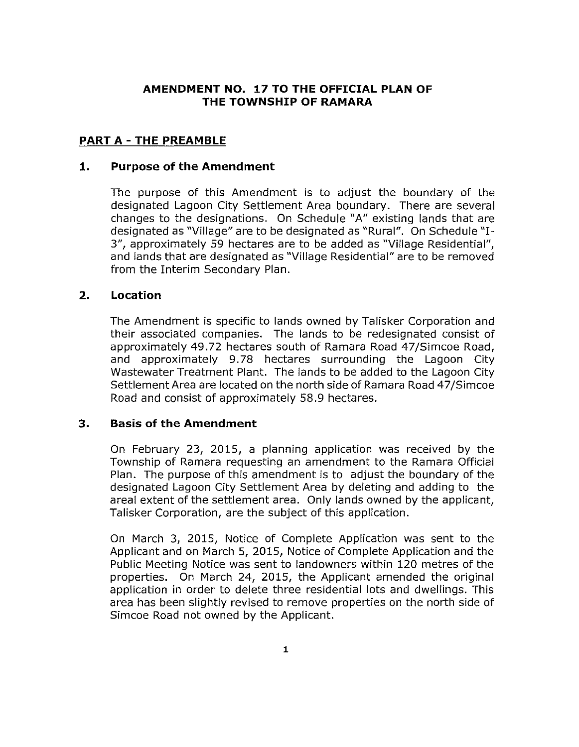# AMENDMENT NO. 17 TO THE OFFICIAL PLAN OF THE TOWNSHIP OF RAMARA

## PART A - THE PREAMBLE

### 1. Purpose of the Amendment

The purpose of this Amendment is to adjust the boundary of the designated Lagoon City Settlement Area boundary. There are several changes to the designations. On Schedule "A" existing lands that are designated as "Village" are to be designated as "Rural". On Schedule "I-3", approximately 59 hectares are to be added as "Village Residential", and lands that are designated as "Village Residential" are to be removed from the Interim Secondary Plan.

### 2. Location

The Amendment is specific to lands owned by Talisker Corporation and their associated companies. The lands to be redesignated consist of approximately 49.72 hectares south of Ramara Road 47/Simcoe Road, and approximately 9.78 hectares surrounding the Lagoon City Wastewater Treatment Plant. The lands to be added to the Lagoon City Settlement Area are located on the north side of Ramara Road 47/Simcoe Road and consist of approximately 58.9 hectares.

### 3. Basis of the Amendment

On February 23, 2015, a planning application was received by the Township of Ramara requesting an amendment to the Ramara Official Plan. The purpose of this amendment is to adjust the boundary of the designated Lagoon City Settlement Area by deleting and adding to the areal extent of the settlement area. Only lands owned by the applicant, Talisker Corporation, are the subject of this application.

On March 3, 2015, Notice of Complete Application was sent to the Applicant and on March 5, 2015, Notice of Complete Application and the Public Meeting Notice was sent to landowners within 120 metres of the properties. On March 24, 2015, the Applicant amended the original application in order to delete three residential lots and dwellings. This area has been slightly revised to remove properties on the north side of Simcoe Road not owned by the Applicant.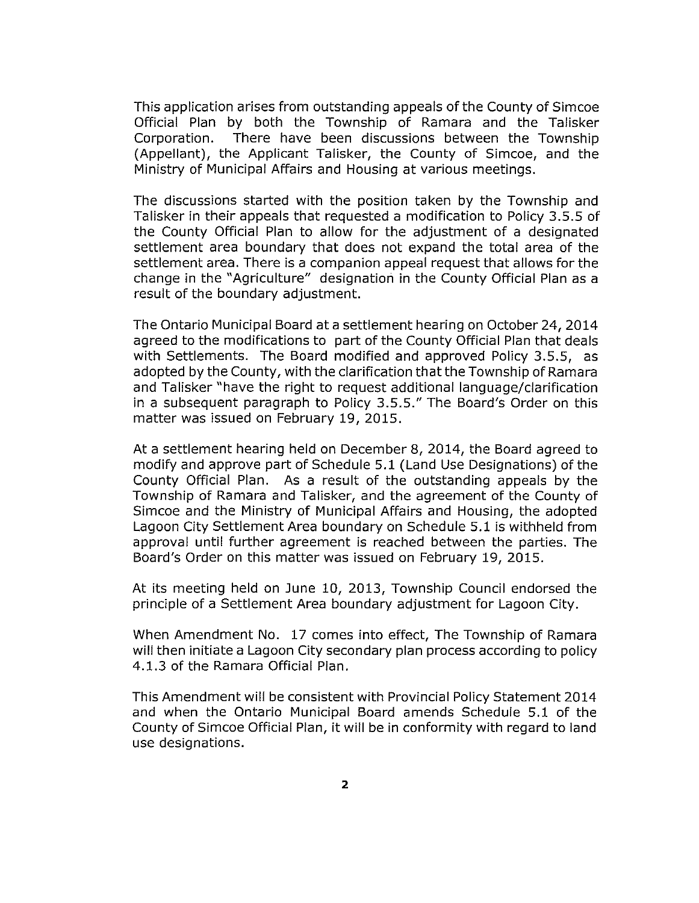This application arises from outstanding appeals of the County of Simcoe Official Plan by both the Township of Ramara and the Talisker Corporation. There have been discussions between the Township (Appellant), the Applicant Talisker, the County of Simcoe, and the Ministry of Municipal Affairs and Housing at various meetings.

The discussions started with the position taken by the Township and Talisker in their appeals that requested a modification to Policy 3.5.5 of the County Official Plan to allow for the adjustment of a designated settlement area boundary that does not expand the total area of the settlement area. There is a companion appeal request that allows for the change in the "Agriculture" designation in the County Official Plan as a result of the boundary adjustment.

The Ontario Municipal Board at a settlement hearing on October 24, 2014 agreed to the modifications to part of the County Official Plan that deals with Settlements. The Board modified and approved Policy 3.5.5, as adopted by the County, with the clarification that the Township of Ramara and Talisker "have the right to request additional language/clarification in a subsequent paragraph to Policy 3.5.5." The Board's Order on this matter was issued on February 19, 2015.

At a settlement hearing held on December 8, 2014, the Board agreed to modify and approve part of Schedule 5.1 (Land Use Designations) of the County Official Plan. As a result of the outstanding appeals by the Township of Ramara and Talisker, and the agreement of the County of Simcoe and the Ministry of Municipal Affairs and Housing, the adopted Lagoon City Settlement Area boundary on Schedule 5.1 is withheld from approval until further agreement is reached between the parties. The Board's Order on this matter was issued on February 19, 2015.

At its meeting held on June 10, 2013, Township Council endorsed the principle of a Settlement Area boundary adjustment for Lagoon City.

When Amendment No. 17 comes into effect, The Township of Ramara will then initiate a Lagoon City secondary plan process according to policy 4.1.3 of the Ramara Official Plan.

This Amendment will be consistent with Provincial Policy Statement 2014 and when the Ontario Municipal Board amends Schedule 5.1 of the County of Simcoe Official Plan, it will be in conformity with regard to land use designations.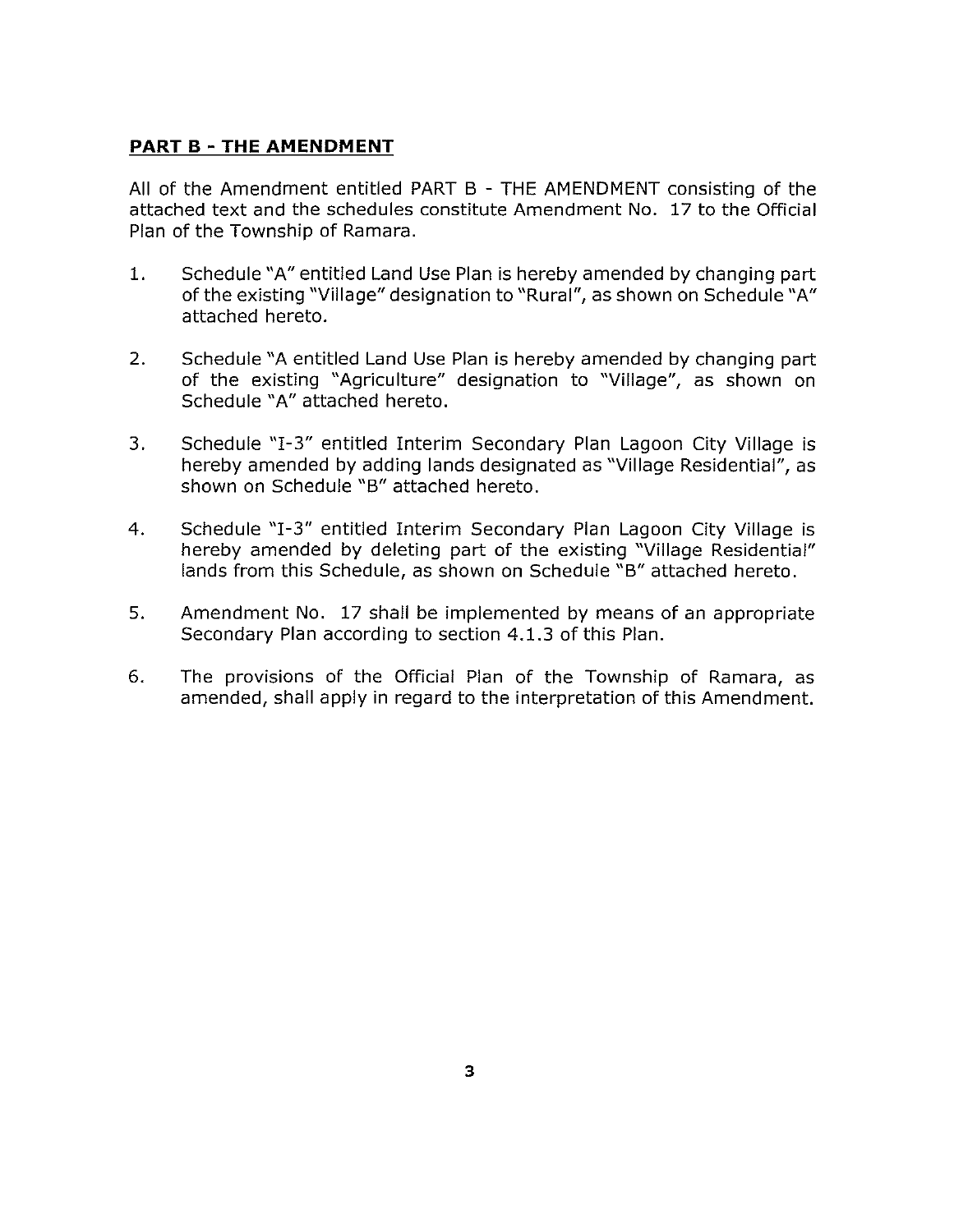## **PART B - THE AMENDMENT**

All of the Amendment entitled PART B - THE AMENDMENT consisting of the attached text and the schedules constitute Amendment No. 17 to the Official Plan of the Township of Ramara.

1. Schedule "A" entitled Land Use Plan is hereby amended by changing part of the existing "Village" designation to "Rural", as shown on Schedule "A" attached hereto.

2. Schedule "A entitled Land Use Plan is hereby amended by changing part of the existing "Agriculture" designation to "Village", as shown on Schedule "A" attached hereto.

3. Schedule "I-3" entitled Interim Secondary Plan Lagoon City Village is hereby amended by adding lands designated as "Village Residential", as shown on Schedule "B" attached hereto.

4. Schedule "I-3" entitled Interim Secondary Plan Lagoon City Village is hereby amended by deleting part of the existing "Village Residential" lands from this Schedule, as shown on Schedule "B" attached hereto.

5. Amendment No. 17 shall be implemented by means of an appropriate Secondary Plan according to section 4.1.3 of this Plan.

6. The provisions of the Official Plan of the Township of Ramara, as amended, shall apply in regard to the interpretation of this Amendment.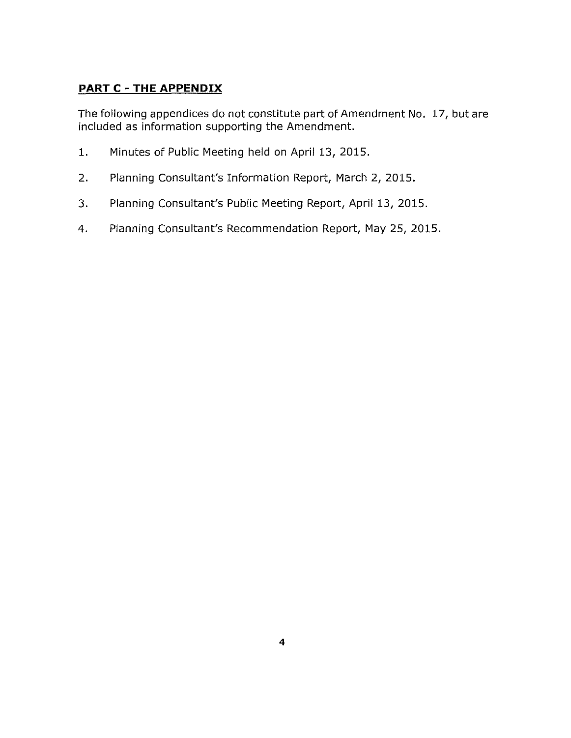## **PART C - THE APPENDIX**

The following appendices do not constitute part of Amendment No. 17, but are included as information supporting the Amendment.

1. Minutes of Public Meeting held on April 13, 2015.
2. Planning Consultant's Information Report, March 2, 2015.
3. Planning Consultant's Public Meeting Report, April 13, 2015.
4. Planning Consultant's Recommendation Report, May 25, 2015.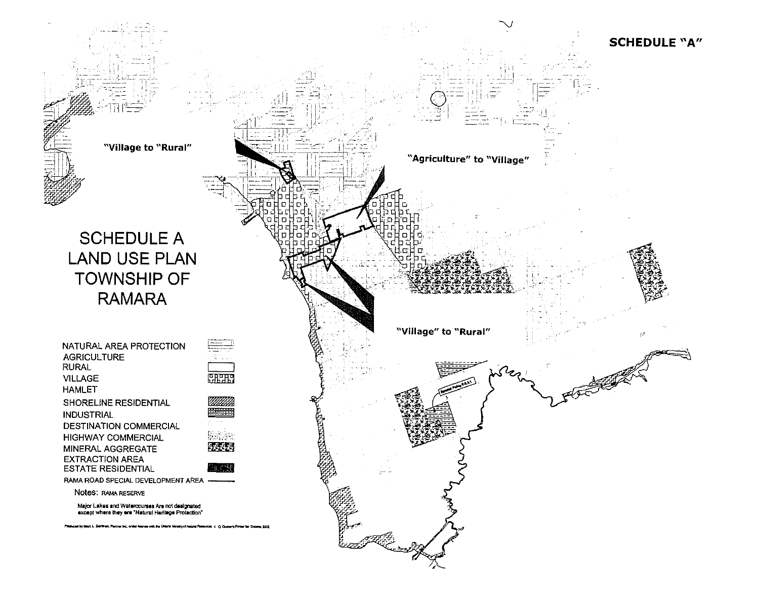**SCHEDULE "A"**

"Village to "Rural"

"Agriculture" to "Village"

"Village" to "Rural"

# SCHEDULE A LAND USE PLAN TOWNSHIP OF RAMARA

NATURAL AREA PROTECTION
AGRICULTURE
RURAL
VILLAGE
HAMLET
SHORELINE RESIDENTIAL
INDUSTRIAL
DESTINATION COMMERCIAL
HIGHWAY COMMERCIAL
MINERAL AGGREGATE EXTRACTION AREA
ESTATE RESIDENTIAL
RAMA ROAD SPECIAL DEVELOPMENT AREA

Notes: RAMA RESERVE

Major Lakes and Watercourses Are not designated except where they are "Natural Heritage Protection"

Special Policy

Produced by Mark L. Dorfman, Planner Inc. under license with the Ontario Ministry of Natural Resources. © Queen's Printer for Ontario, 2002.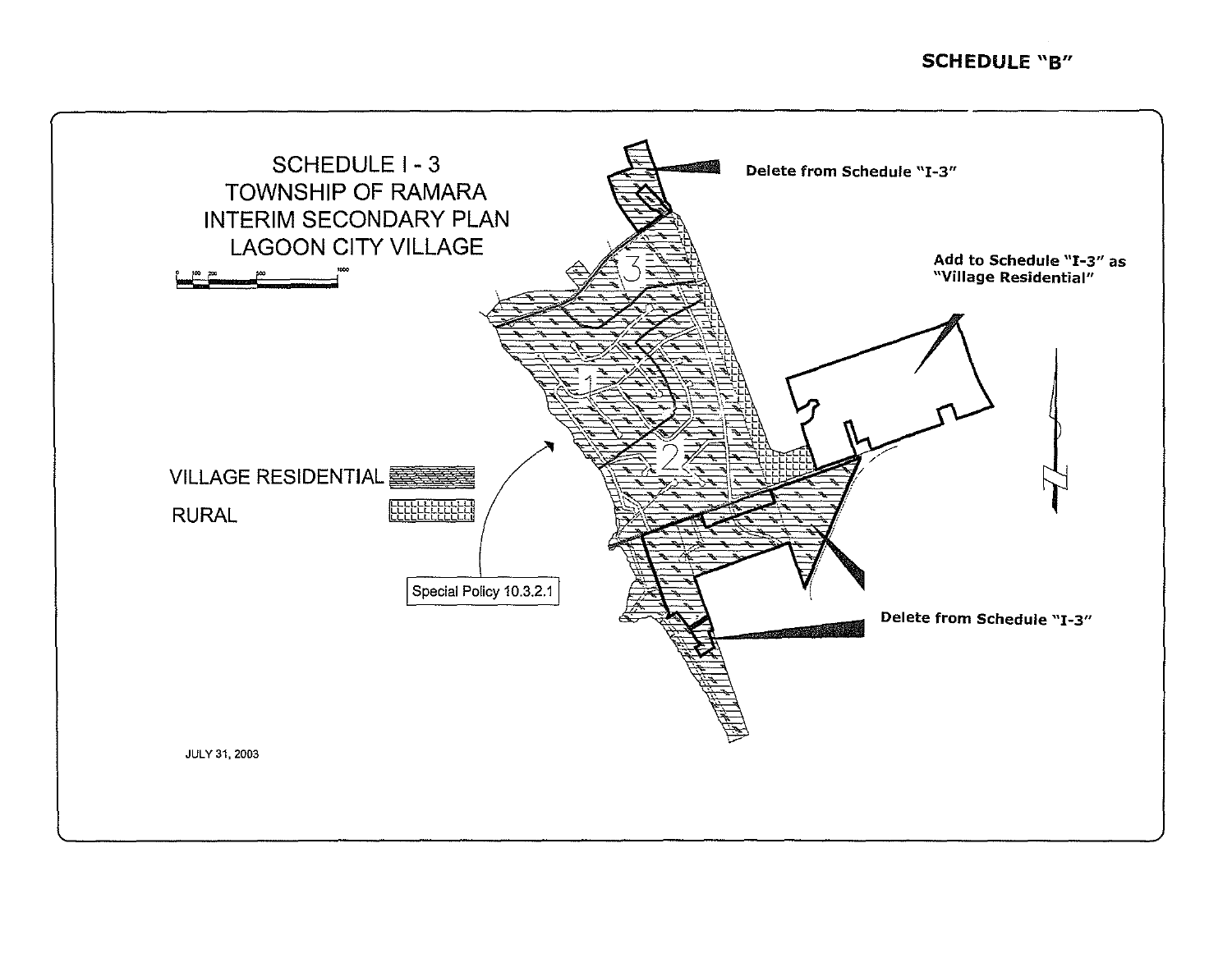**SCHEDULE "B"**

SCHEDULE I - 3
TOWNSHIP OF RAMARA
INTERIM SECONDARY PLAN
LAGOON CITY VILLAGE

Delete from Schedule "I-3"

Add to Schedule "I-3" as "Village Residential"

VILLAGE RESIDENTIAL

RURAL

Special Policy 10.3.2.1

Delete from Schedule "I-3"

JULY 31, 2003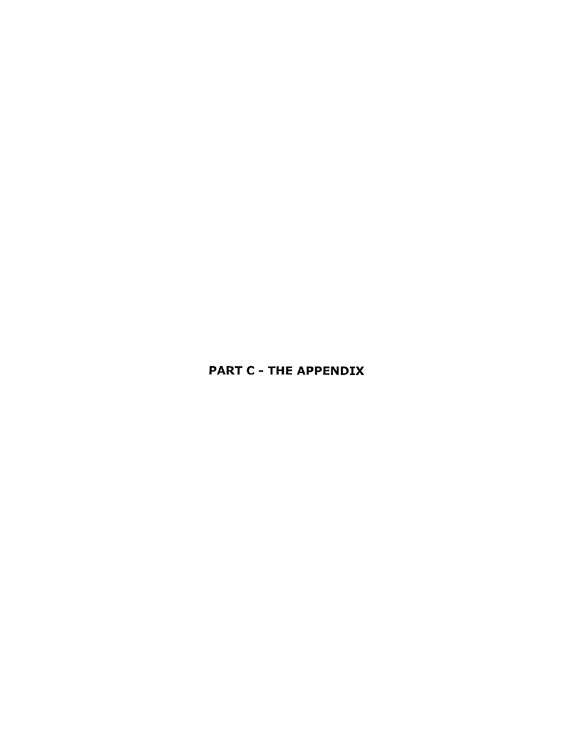# PART C - THE APPENDIX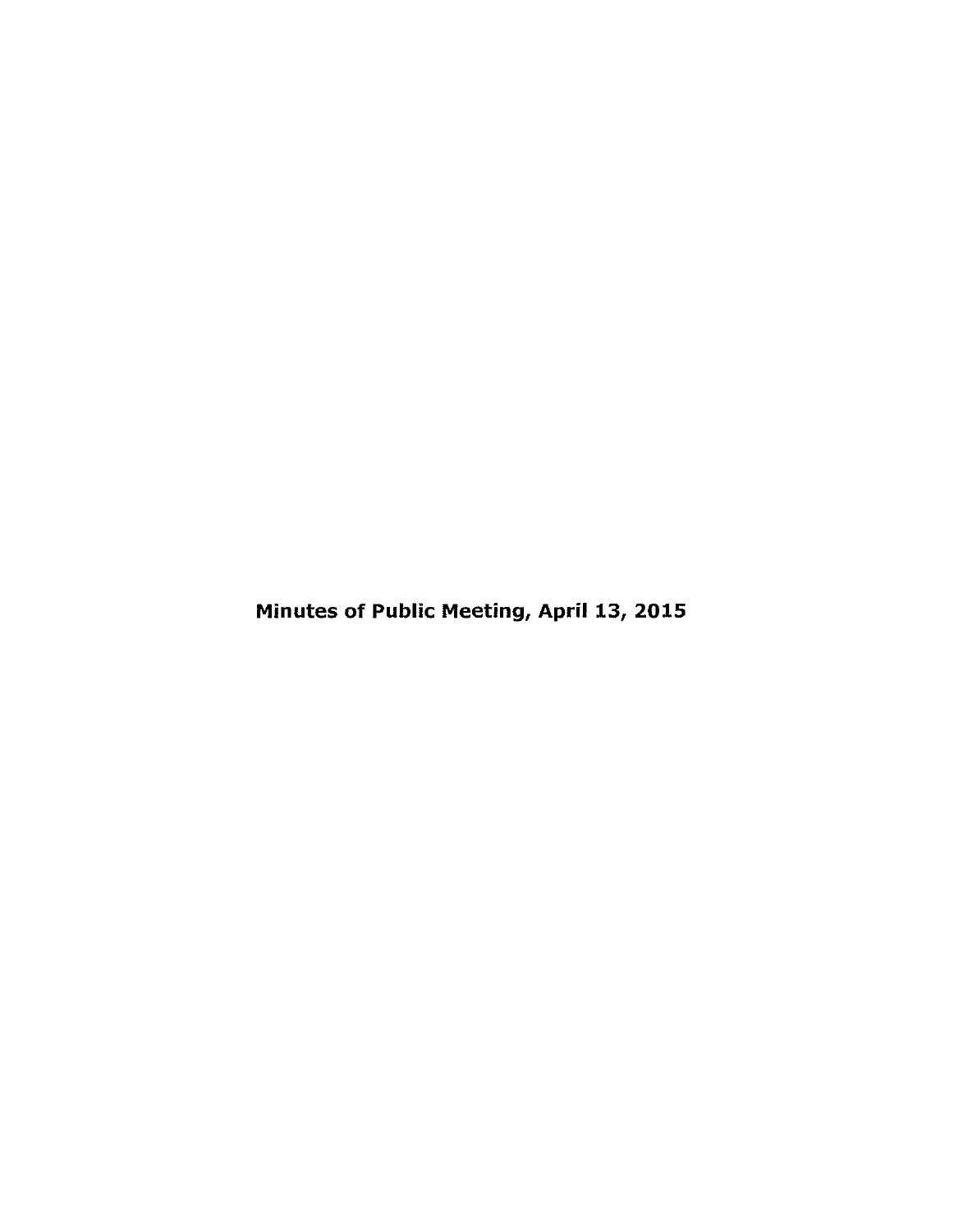**Minutes of Public Meeting, April 13, 2015**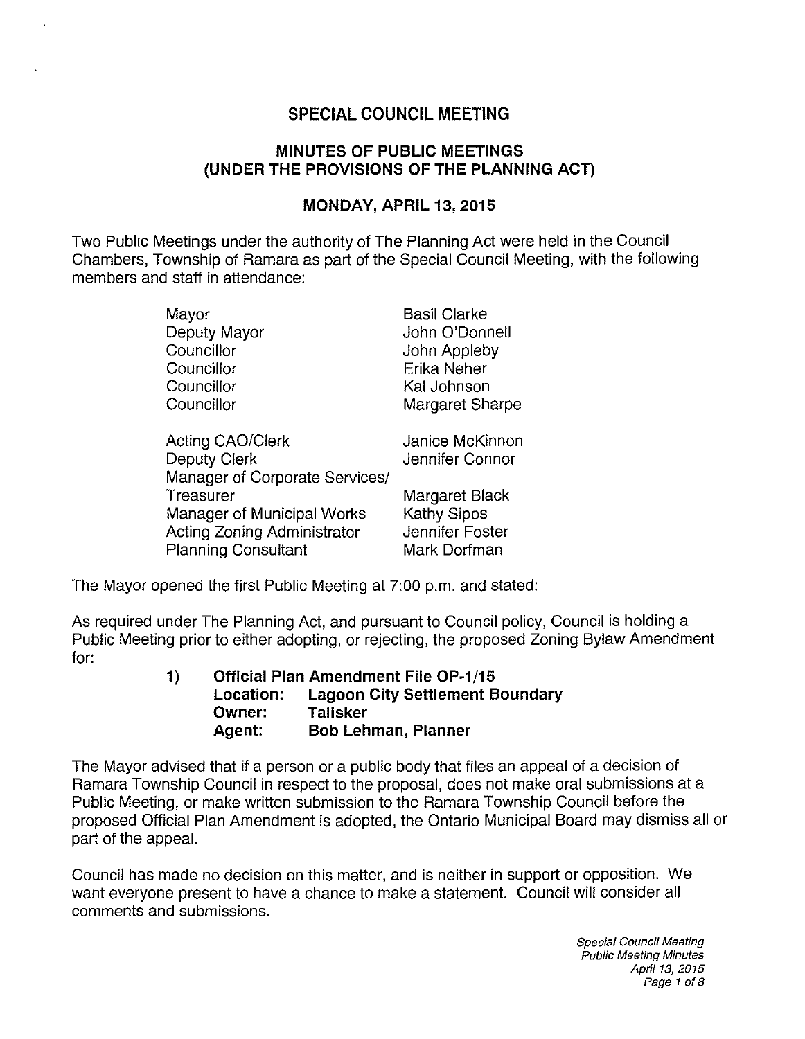# SPECIAL COUNCIL MEETING

## MINUTES OF PUBLIC MEETINGS (UNDER THE PROVISIONS OF THE PLANNING ACT)

### MONDAY, APRIL 13, 2015

Two Public Meetings under the authority of The Planning Act were held in the Council Chambers, Township of Ramara as part of the Special Council Meeting, with the following members and staff in attendance:

| | |
|---|---|
| Mayor | Basil Clarke |
| Deputy Mayor | John O'Donnell |
| Councillor | John Appleby |
| Councillor | Erika Neher |
| Councillor | Kal Johnson |
| Councillor | Margaret Sharpe |
| | |
| Acting CAO/Clerk | Janice McKinnon |
| Deputy Clerk | Jennifer Connor |
| Manager of Corporate Services/ Treasurer | Margaret Black |
| Manager of Municipal Works | Kathy Sipos |
| Acting Zoning Administrator | Jennifer Foster |
| Planning Consultant | Mark Dorfman |

The Mayor opened the first Public Meeting at 7:00 p.m. and stated:

As required under The Planning Act, and pursuant to Council policy, Council is holding a Public Meeting prior to either adopting, or rejecting, the proposed Zoning Bylaw Amendment for:

**1) Official Plan Amendment File OP-1/15**
**Location: Lagoon City Settlement Boundary**
**Owner: Talisker**
**Agent: Bob Lehman, Planner**

The Mayor advised that if a person or a public body that files an appeal of a decision of Ramara Township Council in respect to the proposal, does not make oral submissions at a Public Meeting, or make written submission to the Ramara Township Council before the proposed Official Plan Amendment is adopted, the Ontario Municipal Board may dismiss all or part of the appeal.

Council has made no decision on this matter, and is neither in support or opposition. We want everyone present to have a chance to make a statement. Council will consider all comments and submissions.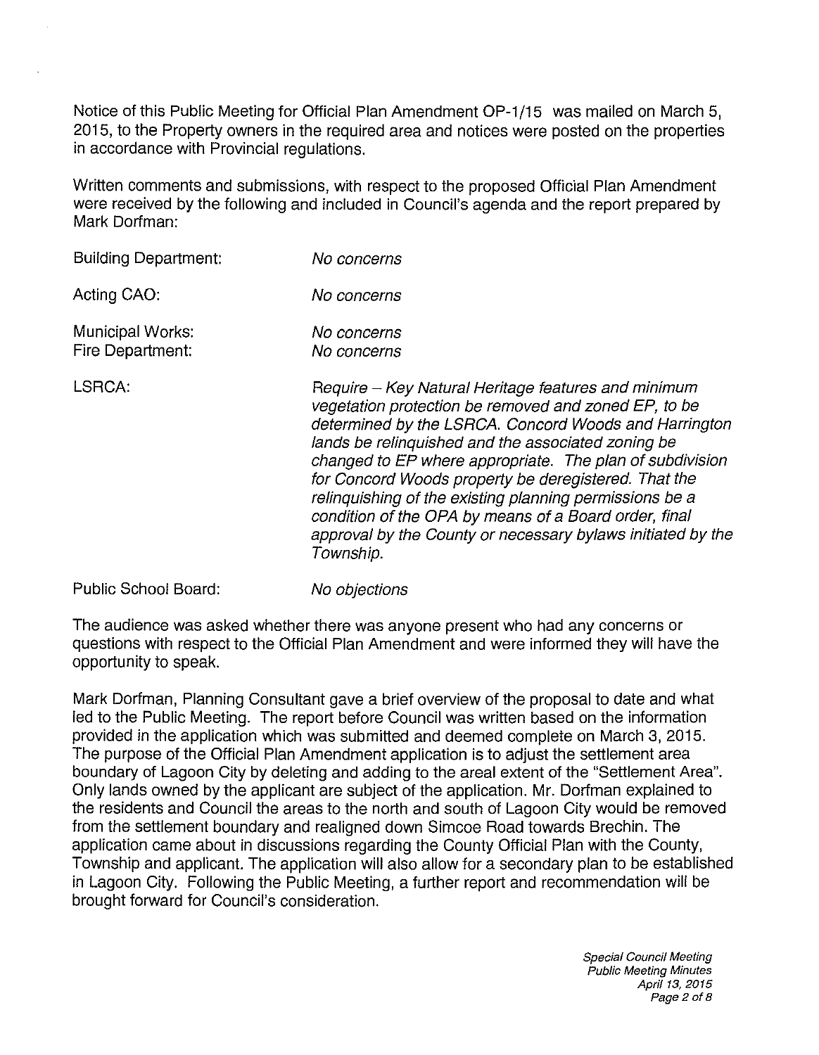Notice of this Public Meeting for Official Plan Amendment OP-1/15 was mailed on March 5, 2015, to the Property owners in the required area and notices were posted on the properties in accordance with Provincial regulations.

Written comments and submissions, with respect to the proposed Official Plan Amendment were received by the following and included in Council's agenda and the report prepared by Mark Dorfman:

| | |
|---|---|
| Building Department: | *No concerns* |
| Acting CAO: | *No concerns* |
| Municipal Works: | *No concerns* |
| Fire Department: | *No concerns* |
| LSRCA: | *Require – Key Natural Heritage features and minimum vegetation protection be removed and zoned EP, to be determined by the LSRCA. Concord Woods and Harrington lands be relinquished and the associated zoning be changed to EP where appropriate. The plan of subdivision for Concord Woods property be deregistered. That the relinquishing of the existing planning permissions be a condition of the OPA by means of a Board order, final approval by the County or necessary bylaws initiated by the Township.* |
| Public School Board: | *No objections* |

The audience was asked whether there was anyone present who had any concerns or questions with respect to the Official Plan Amendment and were informed they will have the opportunity to speak.

Mark Dorfman, Planning Consultant gave a brief overview of the proposal to date and what led to the Public Meeting. The report before Council was written based on the information provided in the application which was submitted and deemed complete on March 3, 2015. The purpose of the Official Plan Amendment application is to adjust the settlement area boundary of Lagoon City by deleting and adding to the areal extent of the "Settlement Area". Only lands owned by the applicant are subject of the application. Mr. Dorfman explained to the residents and Council the areas to the north and south of Lagoon City would be removed from the settlement boundary and realigned down Simcoe Road towards Brechin. The application came about in discussions regarding the County Official Plan with the County, Township and applicant. The application will also allow for a secondary plan to be established in Lagoon City. Following the Public Meeting, a further report and recommendation will be brought forward for Council's consideration.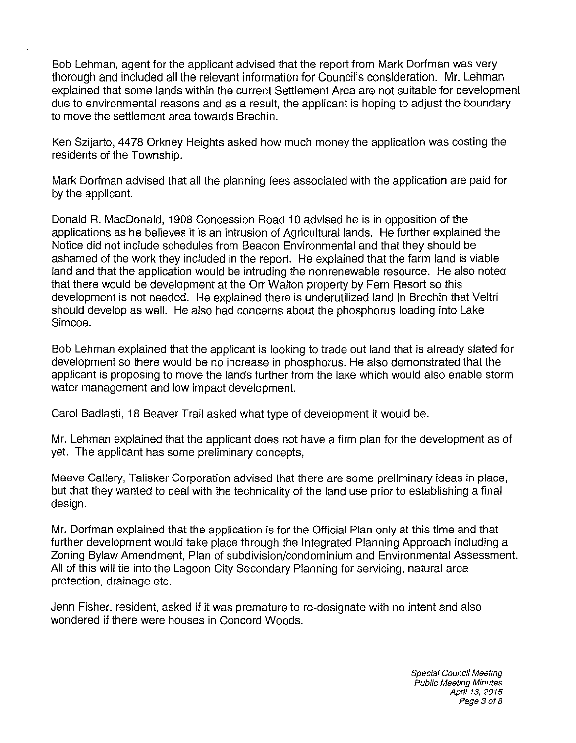Bob Lehman, agent for the applicant advised that the report from Mark Dorfman was very thorough and included all the relevant information for Council's consideration. Mr. Lehman explained that some lands within the current Settlement Area are not suitable for development due to environmental reasons and as a result, the applicant is hoping to adjust the boundary to move the settlement area towards Brechin.

Ken Szijarto, 4478 Orkney Heights asked how much money the application was costing the residents of the Township.

Mark Dorfman advised that all the planning fees associated with the application are paid for by the applicant.

Donald R. MacDonald, 1908 Concession Road 10 advised he is in opposition of the applications as he believes it is an intrusion of Agricultural lands. He further explained the Notice did not include schedules from Beacon Environmental and that they should be ashamed of the work they included in the report. He explained that the farm land is viable land and that the application would be intruding the nonrenewable resource. He also noted that there would be development at the Orr Walton property by Fern Resort so this development is not needed. He explained there is underutilized land in Brechin that Veltri should develop as well. He also had concerns about the phosphorus loading into Lake Simcoe.

Bob Lehman explained that the applicant is looking to trade out land that is already slated for development so there would be no increase in phosphorus. He also demonstrated that the applicant is proposing to move the lands further from the lake which would also enable storm water management and low impact development.

Carol Badiasti, 18 Beaver Trail asked what type of development it would be.

Mr. Lehman explained that the applicant does not have a firm plan for the development as of yet. The applicant has some preliminary concepts,

Maeve Callery, Talisker Corporation advised that there are some preliminary ideas in place, but that they wanted to deal with the technicality of the land use prior to establishing a final design.

Mr. Dorfman explained that the application is for the Official Plan only at this time and that further development would take place through the Integrated Planning Approach including a Zoning Bylaw Amendment, Plan of subdivision/condominium and Environmental Assessment. All of this will tie into the Lagoon City Secondary Planning for servicing, natural area protection, drainage etc.

Jenn Fisher, resident, asked if it was premature to re-designate with no intent and also wondered if there were houses in Concord Woods.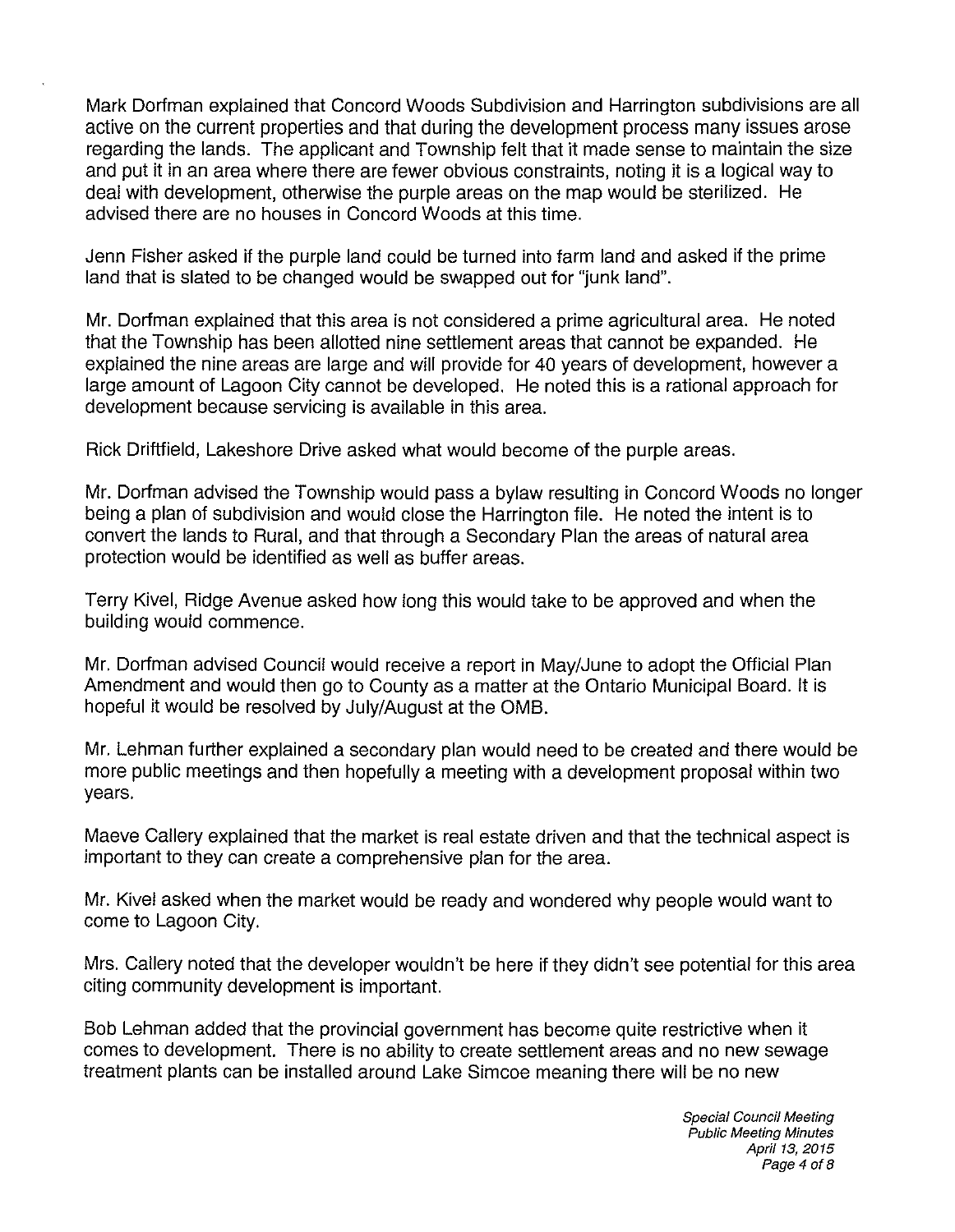Mark Dorfman explained that Concord Woods Subdivision and Harrington subdivisions are all active on the current properties and that during the development process many issues arose regarding the lands. The applicant and Township felt that it made sense to maintain the size and put it in an area where there are fewer obvious constraints, noting it is a logical way to deal with development, otherwise the purple areas on the map would be sterilized. He advised there are no houses in Concord Woods at this time.

Jenn Fisher asked if the purple land could be turned into farm land and asked if the prime land that is slated to be changed would be swapped out for "junk land".

Mr. Dorfman explained that this area is not considered a prime agricultural area. He noted that the Township has been allotted nine settlement areas that cannot be expanded. He explained the nine areas are large and will provide for 40 years of development, however a large amount of Lagoon City cannot be developed. He noted this is a rational approach for development because servicing is available in this area.

Rick Driftfield, Lakeshore Drive asked what would become of the purple areas.

Mr. Dorfman advised the Township would pass a bylaw resulting in Concord Woods no longer being a plan of subdivision and would close the Harrington file. He noted the intent is to convert the lands to Rural, and that through a Secondary Plan the areas of natural area protection would be identified as well as buffer areas.

Terry Kivel, Ridge Avenue asked how long this would take to be approved and when the building would commence.

Mr. Dorfman advised Council would receive a report in May/June to adopt the Official Plan Amendment and would then go to County as a matter at the Ontario Municipal Board. It is hopeful it would be resolved by July/August at the OMB.

Mr. Lehman further explained a secondary plan would need to be created and there would be more public meetings and then hopefully a meeting with a development proposal within two years.

Maeve Callery explained that the market is real estate driven and that the technical aspect is important to they can create a comprehensive plan for the area.

Mr. Kivel asked when the market would be ready and wondered why people would want to come to Lagoon City.

Mrs. Callery noted that the developer wouldn't be here if they didn't see potential for this area citing community development is important.

Bob Lehman added that the provincial government has become quite restrictive when it comes to development. There is no ability to create settlement areas and no new sewage treatment plants can be installed around Lake Simcoe meaning there will be no new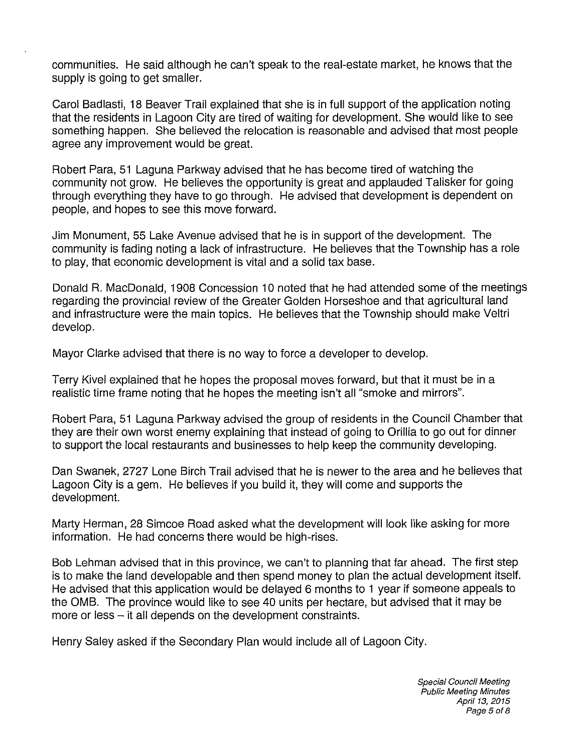communities. He said although he can't speak to the real-estate market, he knows that the supply is going to get smaller.

Carol Badlasti, 18 Beaver Trail explained that she is in full support of the application noting that the residents in Lagoon City are tired of waiting for development. She would like to see something happen. She believed the relocation is reasonable and advised that most people agree any improvement would be great.

Robert Para, 51 Laguna Parkway advised that he has become tired of watching the community not grow. He believes the opportunity is great and applauded Talisker for going through everything they have to go through. He advised that development is dependent on people, and hopes to see this move forward.

Jim Monument, 55 Lake Avenue advised that he is in support of the development. The community is fading noting a lack of infrastructure. He believes that the Township has a role to play, that economic development is vital and a solid tax base.

Donald R. MacDonald, 1908 Concession 10 noted that he had attended some of the meetings regarding the provincial review of the Greater Golden Horseshoe and that agricultural land and infrastructure were the main topics. He believes that the Township should make Veltri develop.

Mayor Clarke advised that there is no way to force a developer to develop.

Terry Kivel explained that he hopes the proposal moves forward, but that it must be in a realistic time frame noting that he hopes the meeting isn't all "smoke and mirrors".

Robert Para, 51 Laguna Parkway advised the group of residents in the Council Chamber that they are their own worst enemy explaining that instead of going to Orillia to go out for dinner to support the local restaurants and businesses to help keep the community developing.

Dan Swanek, 2727 Lone Birch Trail advised that he is newer to the area and he believes that Lagoon City is a gem. He believes if you build it, they will come and supports the development.

Marty Herman, 28 Simcoe Road asked what the development will look like asking for more information. He had concerns there would be high-rises.

Bob Lehman advised that in this province, we can't to planning that far ahead. The first step is to make the land developable and then spend money to plan the actual development itself. He advised that this application would be delayed 6 months to 1 year if someone appeals to the OMB. The province would like to see 40 units per hectare, but advised that it may be more or less – it all depends on the development constraints.

Henry Saley asked if the Secondary Plan would include all of Lagoon City.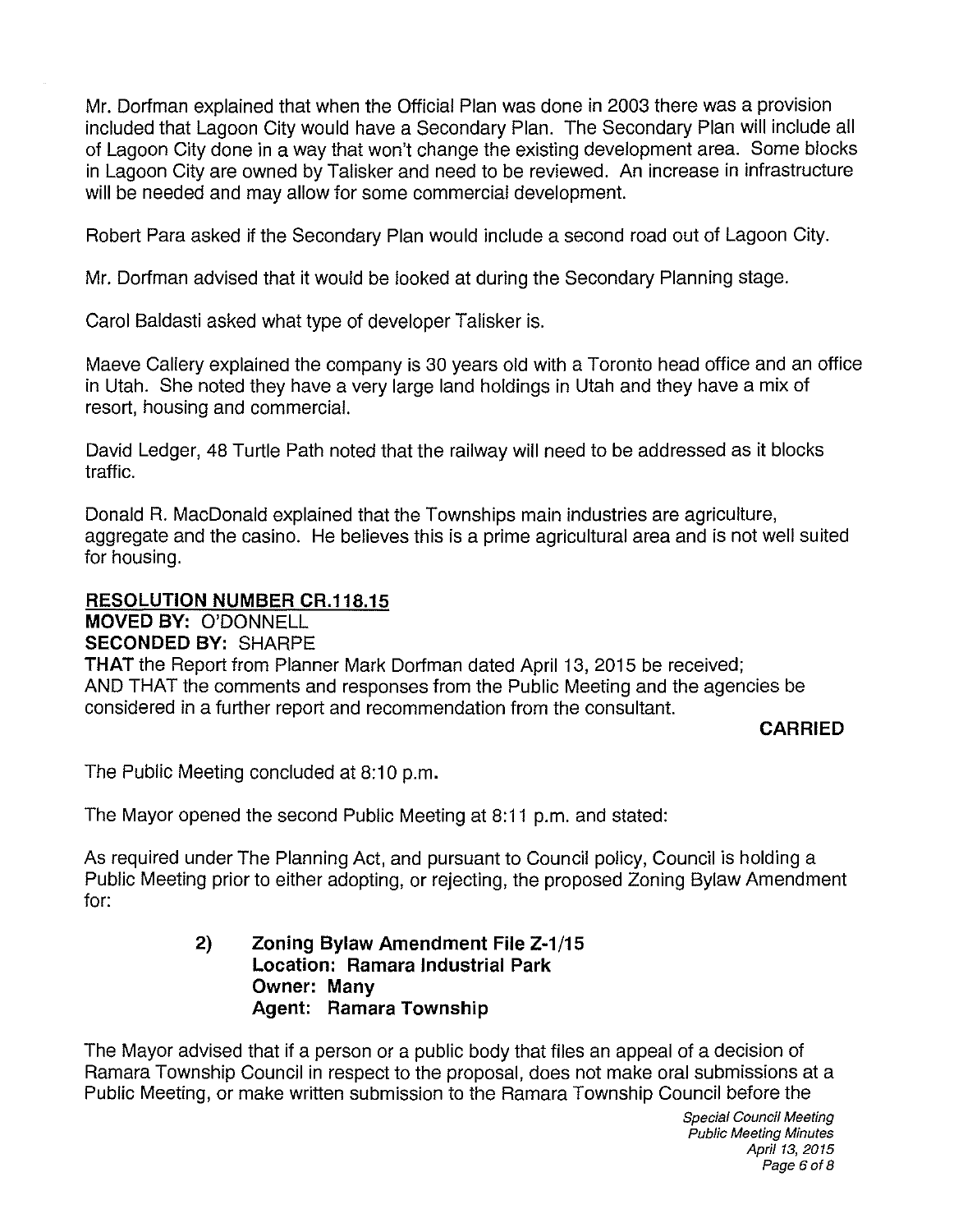Mr. Dorfman explained that when the Official Plan was done in 2003 there was a provision included that Lagoon City would have a Secondary Plan. The Secondary Plan will include all of Lagoon City done in a way that won't change the existing development area. Some blocks in Lagoon City are owned by Talisker and need to be reviewed. An increase in infrastructure will be needed and may allow for some commercial development.

Robert Para asked if the Secondary Plan would include a second road out of Lagoon City.

Mr. Dorfman advised that it would be looked at during the Secondary Planning stage.

Carol Baldasti asked what type of developer Talisker is.

Maeve Callery explained the company is 30 years old with a Toronto head office and an office in Utah. She noted they have a very large land holdings in Utah and they have a mix of resort, housing and commercial.

David Ledger, 48 Turtle Path noted that the railway will need to be addressed as it blocks traffic.

Donald R. MacDonald explained that the Townships main industries are agriculture, aggregate and the casino. He believes this is a prime agricultural area and is not well suited for housing.

**RESOLUTION NUMBER CR.118.15**
**MOVED BY:** O'DONNELL
**SECONDED BY:** SHARPE
**THAT** the Report from Planner Mark Dorfman dated April 13, 2015 be received;
AND THAT the comments and responses from the Public Meeting and the agencies be considered in a further report and recommendation from the consultant.

**CARRIED**

The Public Meeting concluded at 8:10 p.m.

The Mayor opened the second Public Meeting at 8:11 p.m. and stated:

As required under The Planning Act, and pursuant to Council policy, Council is holding a Public Meeting prior to either adopting, or rejecting, the proposed Zoning Bylaw Amendment for:

> **2) Zoning Bylaw Amendment File Z-1/15**
> **Location: Ramara Industrial Park**
> **Owner: Many**
> **Agent: Ramara Township**

The Mayor advised that if a person or a public body that files an appeal of a decision of Ramara Township Council in respect to the proposal, does not make oral submissions at a Public Meeting, or make written submission to the Ramara Township Council before the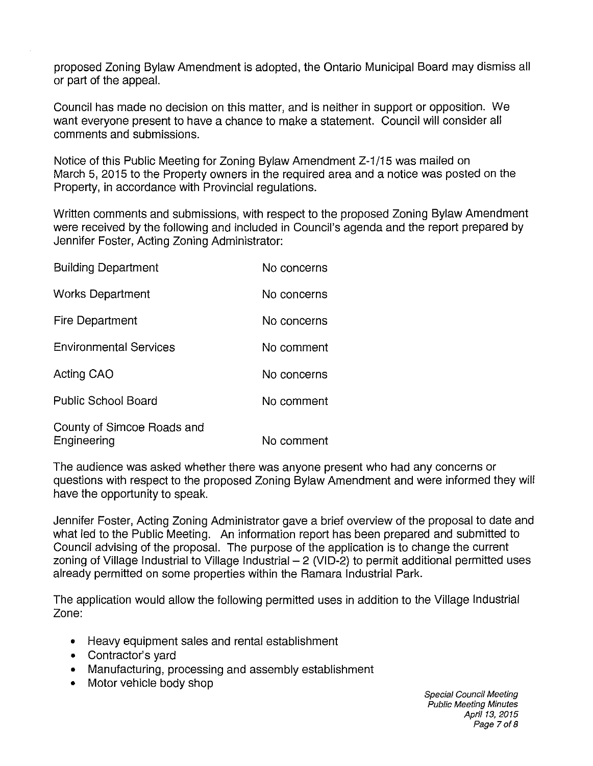proposed Zoning Bylaw Amendment is adopted, the Ontario Municipal Board may dismiss all or part of the appeal.

Council has made no decision on this matter, and is neither in support or opposition. We want everyone present to have a chance to make a statement. Council will consider all comments and submissions.

Notice of this Public Meeting for Zoning Bylaw Amendment Z-1/15 was mailed on March 5, 2015 to the Property owners in the required area and a notice was posted on the Property, in accordance with Provincial regulations.

Written comments and submissions, with respect to the proposed Zoning Bylaw Amendment were received by the following and included in Council's agenda and the report prepared by Jennifer Foster, Acting Zoning Administrator:

| | |
|---|---|
| Building Department | No concerns |
| Works Department | No concerns |
| Fire Department | No concerns |
| Environmental Services | No comment |
| Acting CAO | No concerns |
| Public School Board | No comment |
| County of Simcoe Roads and Engineering | No comment |

The audience was asked whether there was anyone present who had any concerns or questions with respect to the proposed Zoning Bylaw Amendment and were informed they will have the opportunity to speak.

Jennifer Foster, Acting Zoning Administrator gave a brief overview of the proposal to date and what led to the Public Meeting. An information report has been prepared and submitted to Council advising of the proposal. The purpose of the application is to change the current zoning of Village Industrial to Village Industrial – 2 (VID-2) to permit additional permitted uses already permitted on some properties within the Ramara Industrial Park.

The application would allow the following permitted uses in addition to the Village Industrial Zone:

- Heavy equipment sales and rental establishment
- Contractor's yard
- Manufacturing, processing and assembly establishment
- Motor vehicle body shop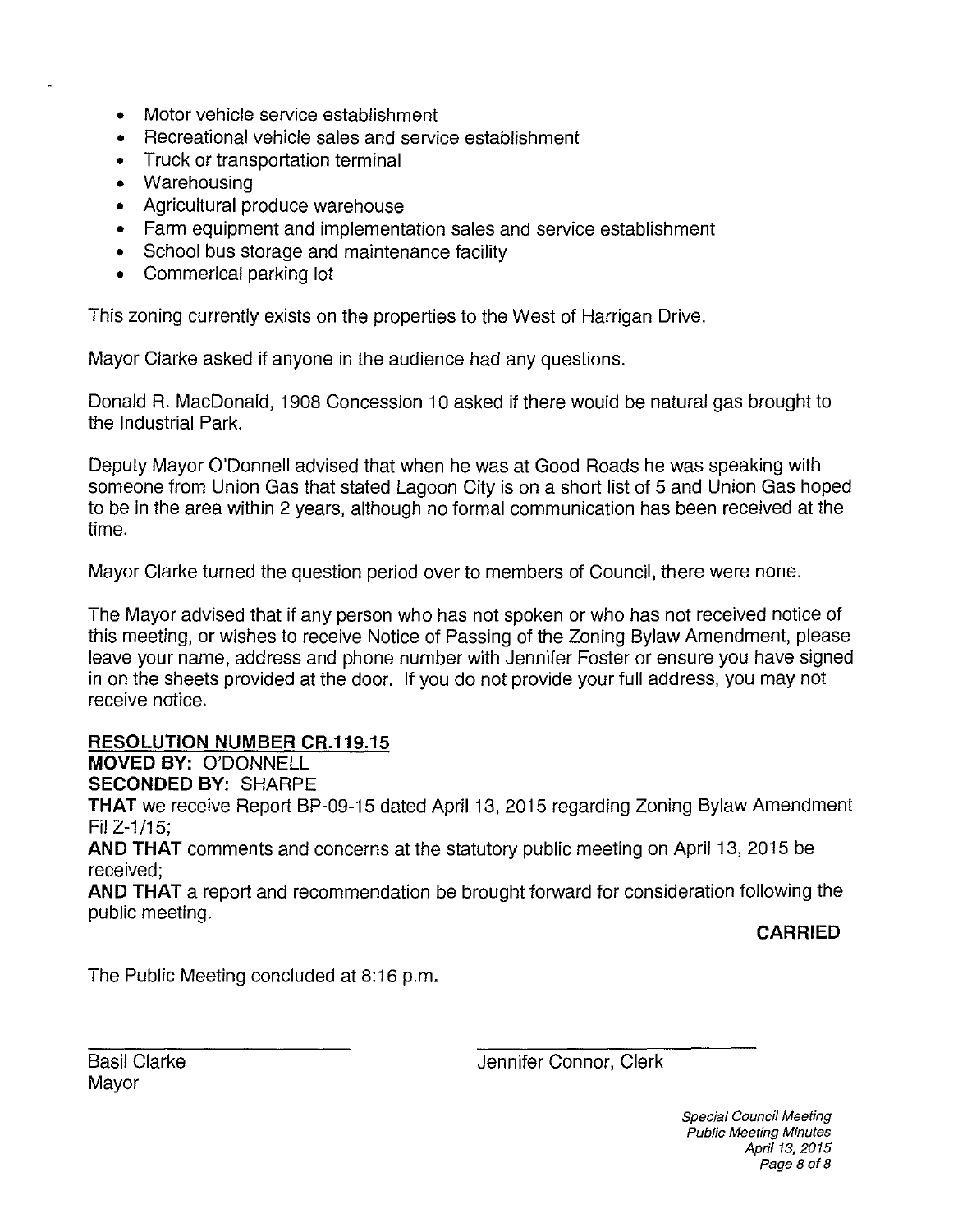- Motor vehicle service establishment
- Recreational vehicle sales and service establishment
- Truck or transportation terminal
- Warehousing
- Agricultural produce warehouse
- Farm equipment and implementation sales and service establishment
- School bus storage and maintenance facility
- Commerical parking lot

This zoning currently exists on the properties to the West of Harrigan Drive.

Mayor Clarke asked if anyone in the audience had any questions.

Donald R. MacDonald, 1908 Concession 10 asked if there would be natural gas brought to the Industrial Park.

Deputy Mayor O'Donnell advised that when he was at Good Roads he was speaking with someone from Union Gas that stated Lagoon City is on a short list of 5 and Union Gas hoped to be in the area within 2 years, although no formal communication has been received at the time.

Mayor Clarke turned the question period over to members of Council, there were none.

The Mayor advised that if any person who has not spoken or who has not received notice of this meeting, or wishes to receive Notice of Passing of the Zoning Bylaw Amendment, please leave your name, address and phone number with Jennifer Foster or ensure you have signed in on the sheets provided at the door. If you do not provide your full address, you may not receive notice.

**RESOLUTION NUMBER CR.119.15**
**MOVED BY:** O'DONNELL
**SECONDED BY:** SHARPE
**THAT** we receive Report BP-09-15 dated April 13, 2015 regarding Zoning Bylaw Amendment Fil Z-1/15;
**AND THAT** comments and concerns at the statutory public meeting on April 13, 2015 be received;
**AND THAT** a report and recommendation be brought forward for consideration following the public meeting.

**CARRIED**

The Public Meeting concluded at 8:16 p.m.

Basil Clarke
Mayor

Jennifer Connor, Clerk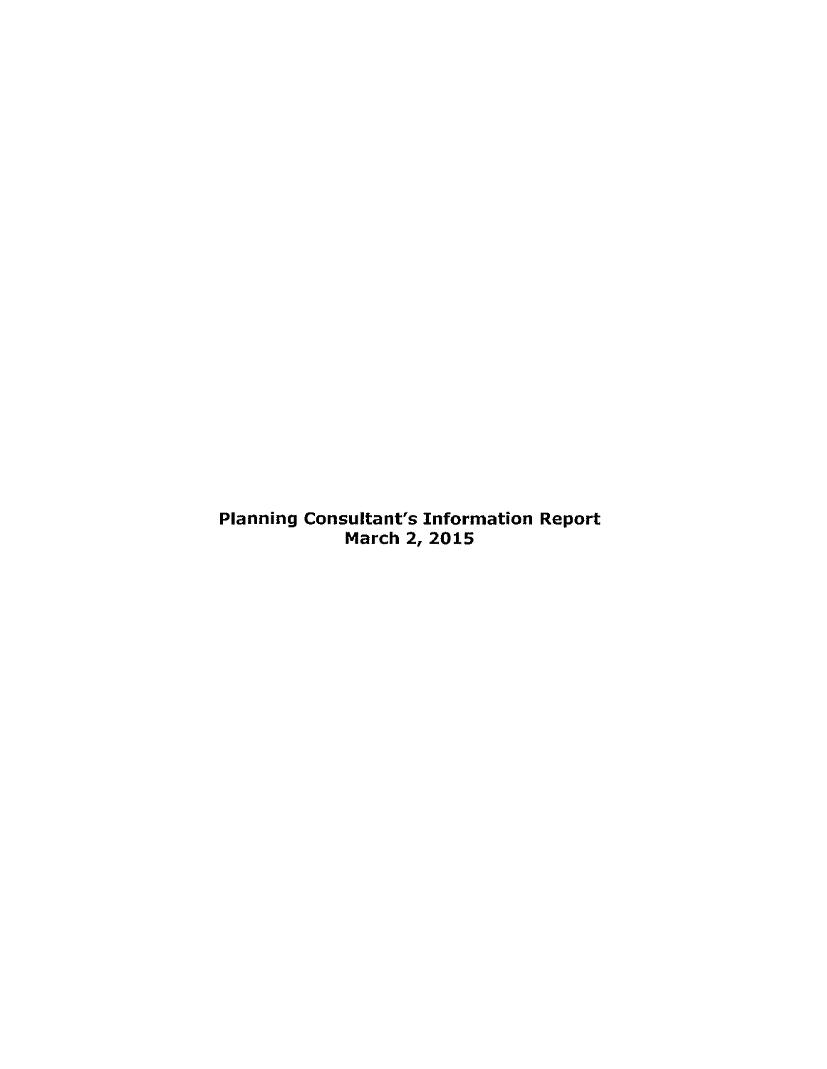**Planning Consultant's Information Report**
**March 2, 2015**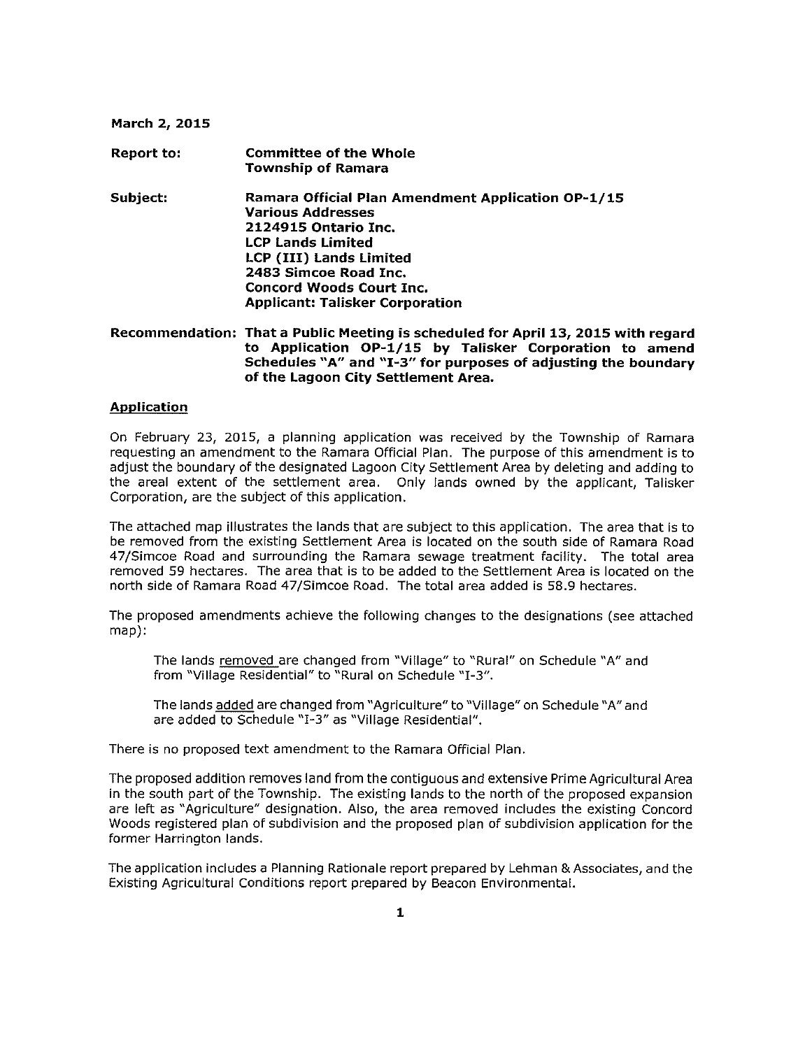**March 2, 2015**

| | |
|---|---|
| **Report to:** | **Committee of the Whole**<br>**Township of Ramara** |
| **Subject:** | **Ramara Official Plan Amendment Application OP-1/15**<br>**Various Addresses**<br>**2124915 Ontario Inc.**<br>**LCP Lands Limited**<br>**LCP (III) Lands Limited**<br>**2483 Simcoe Road Inc.**<br>**Concord Woods Court Inc.**<br>**Applicant: Talisker Corporation** |
| **Recommendation:** | **That a Public Meeting is scheduled for April 13, 2015 with regard to Application OP-1/15 by Talisker Corporation to amend Schedules "A" and "I-3" for purposes of adjusting the boundary of the Lagoon City Settlement Area.** |

## Application

On February 23, 2015, a planning application was received by the Township of Ramara requesting an amendment to the Ramara Official Plan. The purpose of this amendment is to adjust the boundary of the designated Lagoon City Settlement Area by deleting and adding to the areal extent of the settlement area. Only lands owned by the applicant, Talisker Corporation, are the subject of this application.

The attached map illustrates the lands that are subject to this application. The area that is to be removed from the existing Settlement Area is located on the south side of Ramara Road 47/Simcoe Road and surrounding the Ramara sewage treatment facility. The total area removed 59 hectares. The area that is to be added to the Settlement Area is located on the north side of Ramara Road 47/Simcoe Road. The total area added is 58.9 hectares.

The proposed amendments achieve the following changes to the designations (see attached map):

> The lands removed are changed from "Village" to "Rural" on Schedule "A" and from "Village Residential" to "Rural on Schedule "I-3".
>
> The lands added are changed from "Agriculture" to "Village" on Schedule "A" and are added to Schedule "I-3" as "Village Residential".

There is no proposed text amendment to the Ramara Official Plan.

The proposed addition removes land from the contiguous and extensive Prime Agricultural Area in the south part of the Township. The existing lands to the north of the proposed expansion are left as "Agriculture" designation. Also, the area removed includes the existing Concord Woods registered plan of subdivision and the proposed plan of subdivision application for the former Harrington lands.

The application includes a Planning Rationale report prepared by Lehman & Associates, and the Existing Agricultural Conditions report prepared by Beacon Environmental.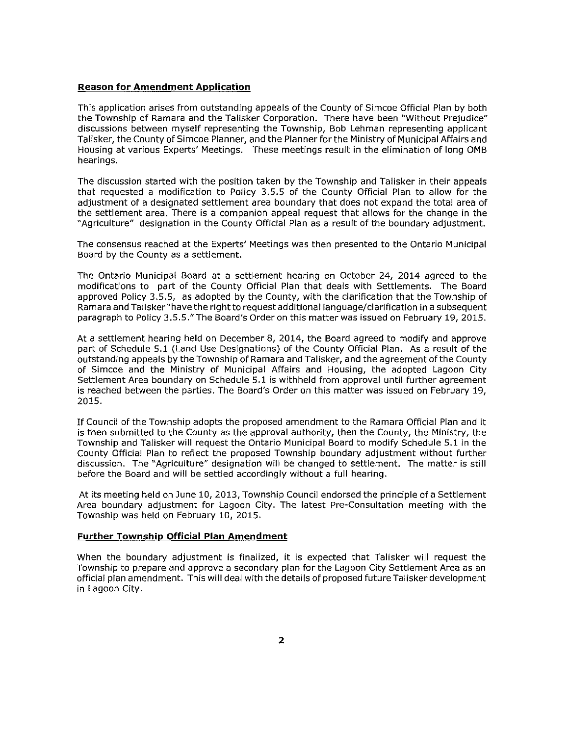**Reason for Amendment Application**

This application arises from outstanding appeals of the County of Simcoe Official Plan by both the Township of Ramara and the Talisker Corporation. There have been "Without Prejudice" discussions between myself representing the Township, Bob Lehman representing applicant Talisker, the County of Simcoe Planner, and the Planner for the Ministry of Municipal Affairs and Housing at various Experts' Meetings. These meetings result in the elimination of long OMB hearings.

The discussion started with the position taken by the Township and Talisker in their appeals that requested a modification to Policy 3.5.5 of the County Official Plan to allow for the adjustment of a designated settlement area boundary that does not expand the total area of the settlement area. There is a companion appeal request that allows for the change in the "Agriculture" designation in the County Official Plan as a result of the boundary adjustment.

The consensus reached at the Experts' Meetings was then presented to the Ontario Municipal Board by the County as a settlement.

The Ontario Municipal Board at a settlement hearing on October 24, 2014 agreed to the modifications to part of the County Official Plan that deals with Settlements. The Board approved Policy 3.5.5, as adopted by the County, with the clarification that the Township of Ramara and Talisker "have the right to request additional language/clarification in a subsequent paragraph to Policy 3.5.5." The Board's Order on this matter was issued on February 19, 2015.

At a settlement hearing held on December 8, 2014, the Board agreed to modify and approve part of Schedule 5.1 (Land Use Designations) of the County Official Plan. As a result of the outstanding appeals by the Township of Ramara and Talisker, and the agreement of the County of Simcoe and the Ministry of Municipal Affairs and Housing, the adopted Lagoon City Settlement Area boundary on Schedule 5.1 is withheld from approval until further agreement is reached between the parties. The Board's Order on this matter was issued on February 19, 2015.

If Council of the Township adopts the proposed amendment to the Ramara Official Plan and it is then submitted to the County as the approval authority, then the County, the Ministry, the Township and Talisker will request the Ontario Municipal Board to modify Schedule 5.1 in the County Official Plan to reflect the proposed Township boundary adjustment without further discussion. The "Agriculture" designation will be changed to settlement. The matter is still before the Board and will be settled accordingly without a full hearing.

At its meeting held on June 10, 2013, Township Council endorsed the principle of a Settlement Area boundary adjustment for Lagoon City. The latest Pre-Consultation meeting with the Township was held on February 10, 2015.

**Further Township Official Plan Amendment**

When the boundary adjustment is finalized, it is expected that Talisker will request the Township to prepare and approve a secondary plan for the Lagoon City Settlement Area as an official plan amendment. This will deal with the details of proposed future Talisker development in Lagoon City.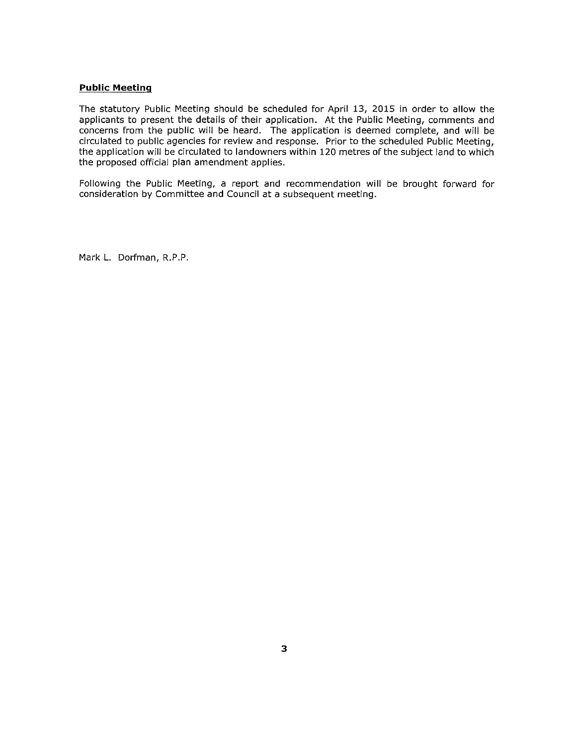## Public Meeting

The statutory Public Meeting should be scheduled for April 13, 2015 in order to allow the applicants to present the details of their application. At the Public Meeting, comments and concerns from the public will be heard. The application is deemed complete, and will be circulated to public agencies for review and response. Prior to the scheduled Public Meeting, the application will be circulated to landowners within 120 metres of the subject land to which the proposed official plan amendment applies.

Following the Public Meeting, a report and recommendation will be brought forward for consideration by Committee and Council at a subsequent meeting.

Mark L. Dorfman, R.P.P.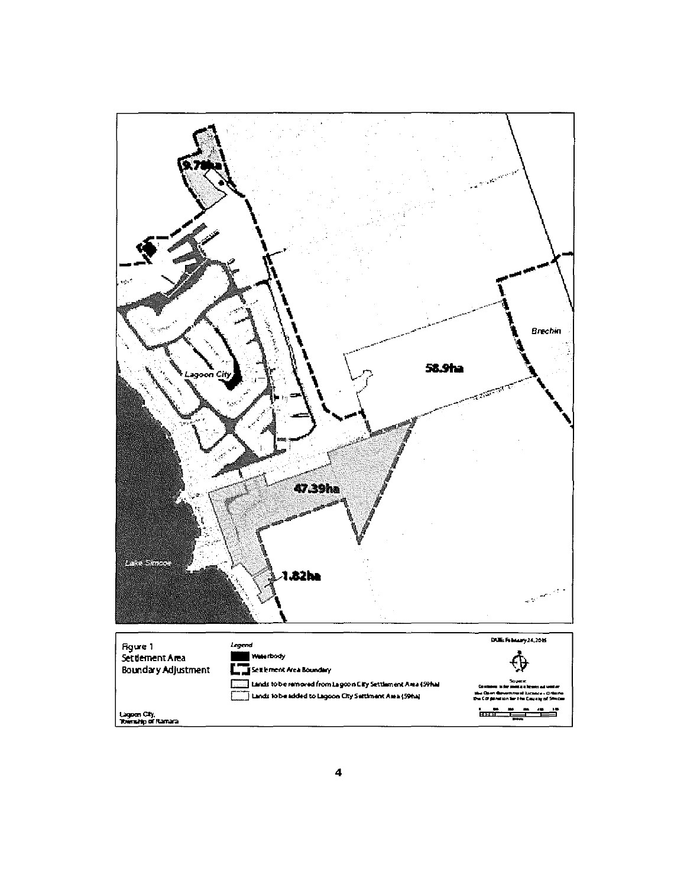9.78ha

Lagoon City

58.9ha

Brechin

47.39ha

Lake Simcoe

1.82ha

Figure 1
Settlement Area
Boundary Adjustment

Lagoon City,
Township of Ramara

Legend

Waterbody

Settlement Area Boundary

Lands to be removed from Lagoon City Settlement Area (59ha)

Lands to be added to Lagoon City Settlement Area (59ha)

DATE: February 24, 2016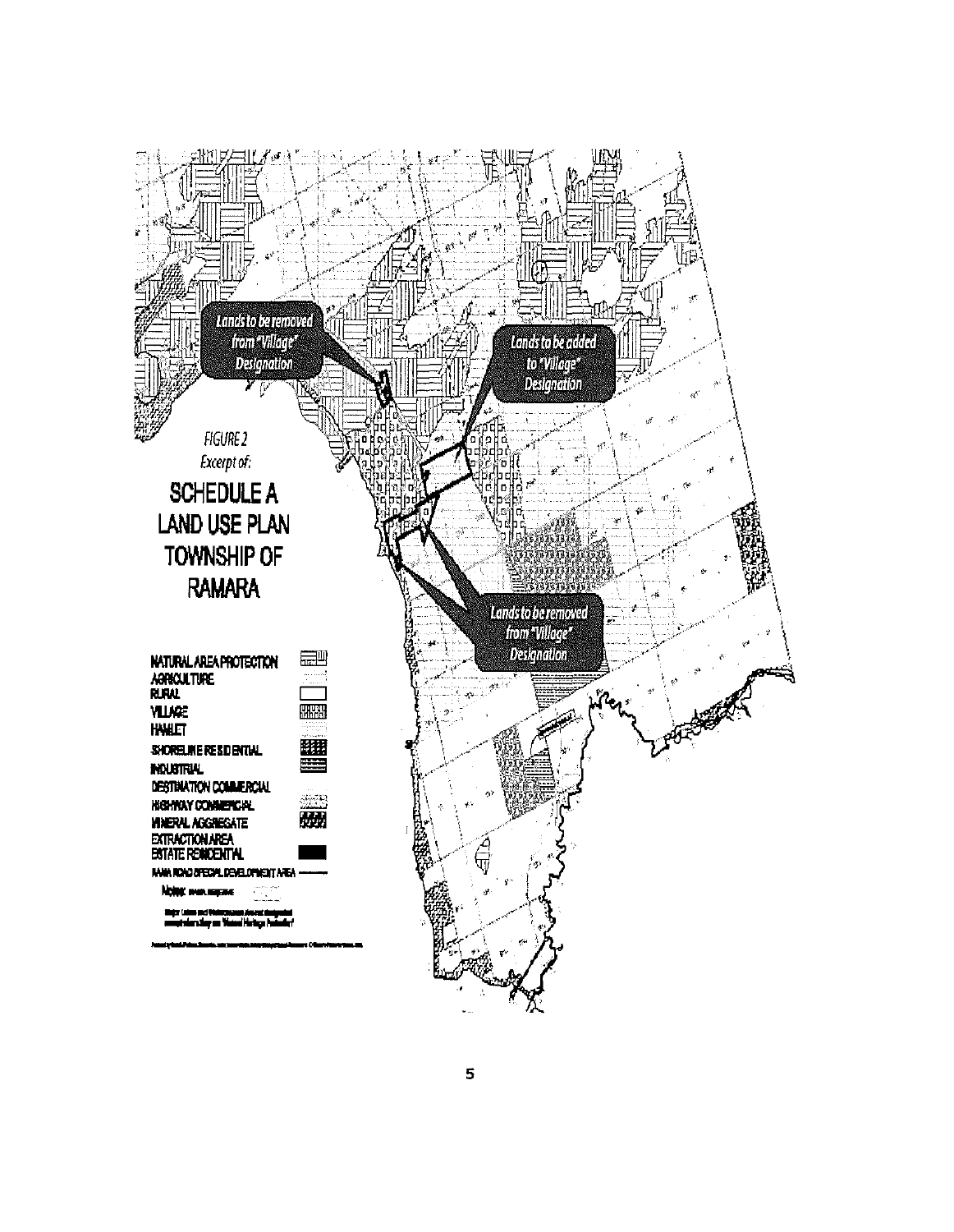Lands to be removed from "Village" Designation

Lands to be added to "Village" Designation

Lands to be removed from "Village" Designation

*FIGURE 2*

*Excerpt of:*

**SCHEDULE A LAND USE PLAN TOWNSHIP OF RAMARA**

NATURAL AREA PROTECTION
AGRICULTURE
RURAL
VILLAGE
HAMLET
SHORELINE RESIDENTIAL
INDUSTRIAL
DESTINATION COMMERCIAL
HIGHWAY COMMERCIAL
MINERAL AGGREGATE EXTRACTION AREA
ESTATE RESIDENTIAL
RAMA ROAD SPECIAL DEVELOPMENT AREA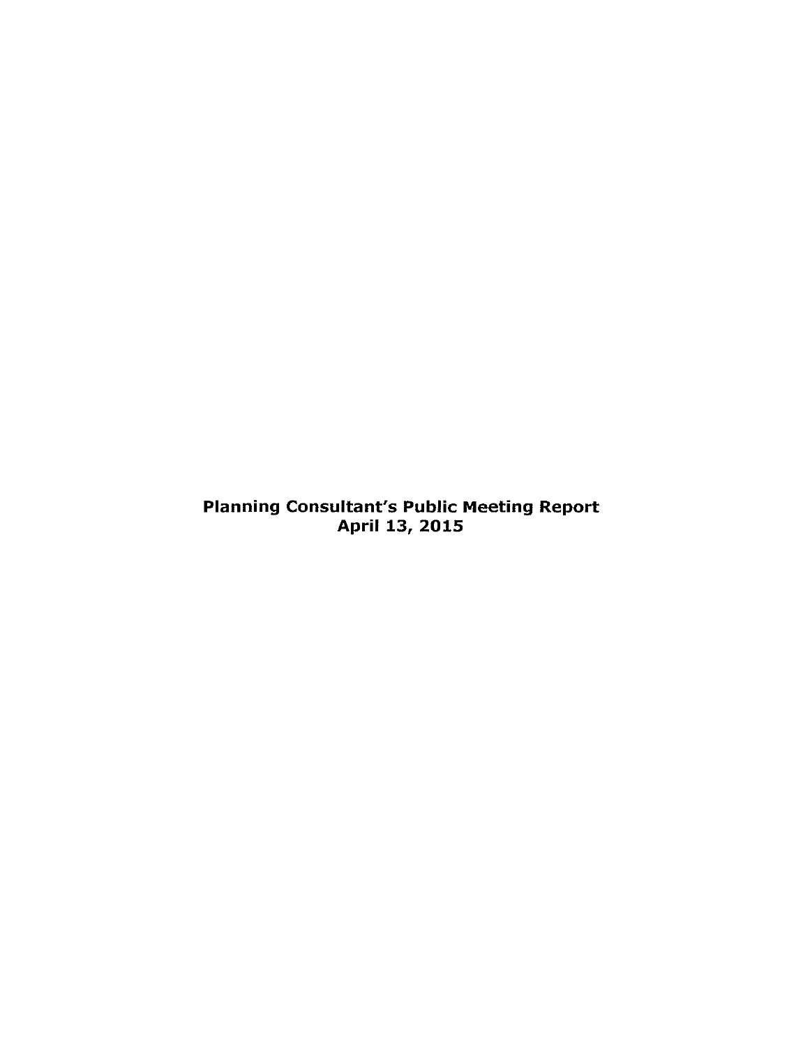# Planning Consultant's Public Meeting Report
## April 13, 2015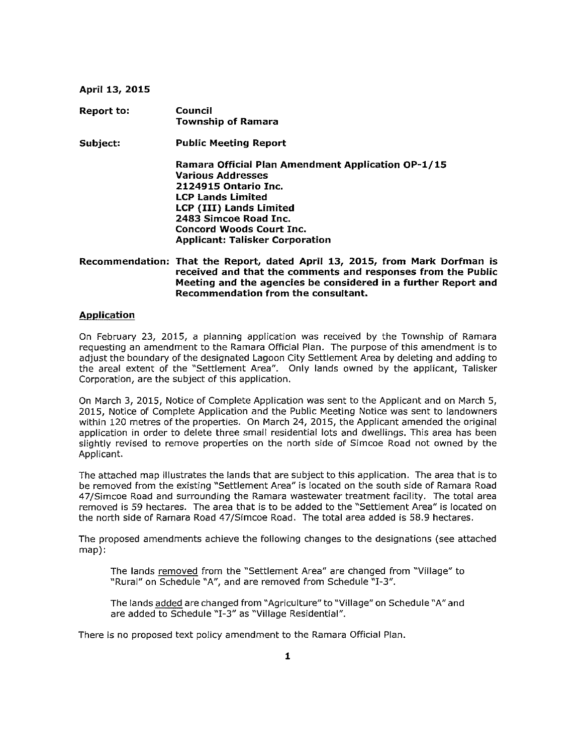**April 13, 2015**

**Report to:** **Council**
**Township of Ramara**

**Subject:** **Public Meeting Report**

**Ramara Official Plan Amendment Application OP-1/15**
**Various Addresses**
**2124915 Ontario Inc.**
**LCP Lands Limited**
**LCP (III) Lands Limited**
**2483 Simcoe Road Inc.**
**Concord Woods Court Inc.**
**Applicant: Talisker Corporation**

**Recommendation: That the Report, dated April 13, 2015, from Mark Dorfman is received and that the comments and responses from the Public Meeting and the agencies be considered in a further Report and Recommendation from the consultant.**

## Application

On February 23, 2015, a planning application was received by the Township of Ramara requesting an amendment to the Ramara Official Plan. The purpose of this amendment is to adjust the boundary of the designated Lagoon City Settlement Area by deleting and adding to the areal extent of the "Settlement Area". Only lands owned by the applicant, Talisker Corporation, are the subject of this application.

On March 3, 2015, Notice of Complete Application was sent to the Applicant and on March 5, 2015, Notice of Complete Application and the Public Meeting Notice was sent to landowners within 120 metres of the properties. On March 24, 2015, the Applicant amended the original application in order to delete three small residential lots and dwellings. This area has been slightly revised to remove properties on the north side of Simcoe Road not owned by the Applicant.

The attached map illustrates the lands that are subject to this application. The area that is to be removed from the existing "Settlement Area" is located on the south side of Ramara Road 47/Simcoe Road and surrounding the Ramara wastewater treatment facility. The total area removed is 59 hectares. The area that is to be added to the "Settlement Area" is located on the north side of Ramara Road 47/Simcoe Road. The total area added is 58.9 hectares.

The proposed amendments achieve the following changes to the designations (see attached map):

> The lands removed from the "Settlement Area" are changed from "Village" to "Rural" on Schedule "A", and are removed from Schedule "I-3".
>
> The lands added are changed from "Agriculture" to "Village" on Schedule "A" and are added to Schedule "I-3" as "Village Residential".

There is no proposed text policy amendment to the Ramara Official Plan.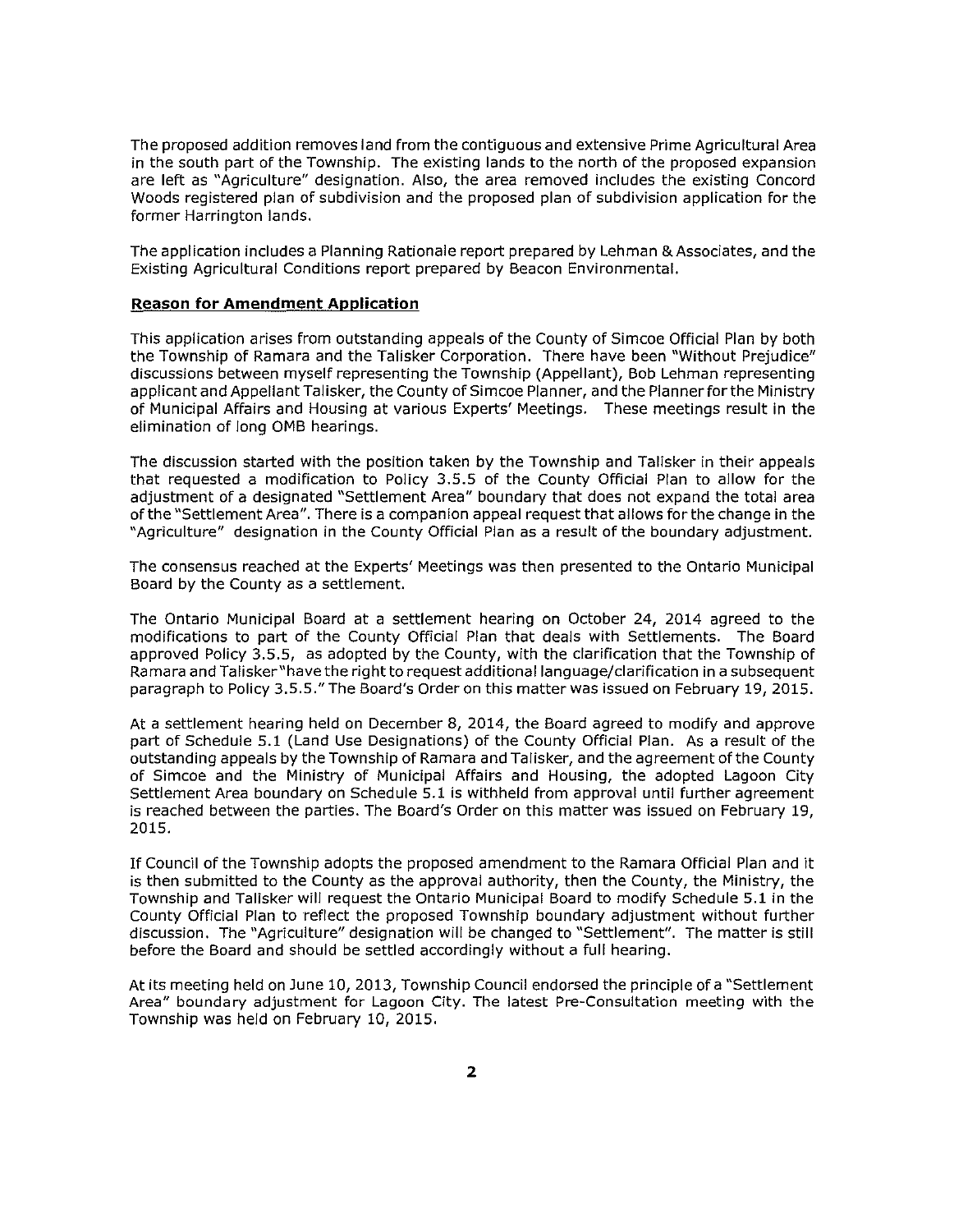The proposed addition removes land from the contiguous and extensive Prime Agricultural Area in the south part of the Township. The existing lands to the north of the proposed expansion are left as "Agriculture" designation. Also, the area removed includes the existing Concord Woods registered plan of subdivision and the proposed plan of subdivision application for the former Harrington lands.

The application includes a Planning Rationale report prepared by Lehman & Associates, and the Existing Agricultural Conditions report prepared by Beacon Environmental.

**Reason for Amendment Application**

This application arises from outstanding appeals of the County of Simcoe Official Plan by both the Township of Ramara and the Talisker Corporation. There have been "Without Prejudice" discussions between myself representing the Township (Appellant), Bob Lehman representing applicant and Appellant Talisker, the County of Simcoe Planner, and the Planner for the Ministry of Municipal Affairs and Housing at various Experts' Meetings. These meetings result in the elimination of long OMB hearings.

The discussion started with the position taken by the Township and Talisker in their appeals that requested a modification to Policy 3.5.5 of the County Official Plan to allow for the adjustment of a designated "Settlement Area" boundary that does not expand the total area of the "Settlement Area". There is a companion appeal request that allows for the change in the "Agriculture" designation in the County Official Plan as a result of the boundary adjustment.

The consensus reached at the Experts' Meetings was then presented to the Ontario Municipal Board by the County as a settlement.

The Ontario Municipal Board at a settlement hearing on October 24, 2014 agreed to the modifications to part of the County Official Plan that deals with Settlements. The Board approved Policy 3.5.5, as adopted by the County, with the clarification that the Township of Ramara and Talisker "have the right to request additional language/clarification in a subsequent paragraph to Policy 3.5.5." The Board's Order on this matter was issued on February 19, 2015.

At a settlement hearing held on December 8, 2014, the Board agreed to modify and approve part of Schedule 5.1 (Land Use Designations) of the County Official Plan. As a result of the outstanding appeals by the Township of Ramara and Talisker, and the agreement of the County of Simcoe and the Ministry of Municipal Affairs and Housing, the adopted Lagoon City Settlement Area boundary on Schedule 5.1 is withheld from approval until further agreement is reached between the parties. The Board's Order on this matter was issued on February 19, 2015.

If Council of the Township adopts the proposed amendment to the Ramara Official Plan and it is then submitted to the County as the approval authority, then the County, the Ministry, the Township and Talisker will request the Ontario Municipal Board to modify Schedule 5.1 in the County Official Plan to reflect the proposed Township boundary adjustment without further discussion. The "Agriculture" designation will be changed to "Settlement". The matter is still before the Board and should be settled accordingly without a full hearing.

At its meeting held on June 10, 2013, Township Council endorsed the principle of a "Settlement Area" boundary adjustment for Lagoon City. The latest Pre-Consultation meeting with the Township was held on February 10, 2015.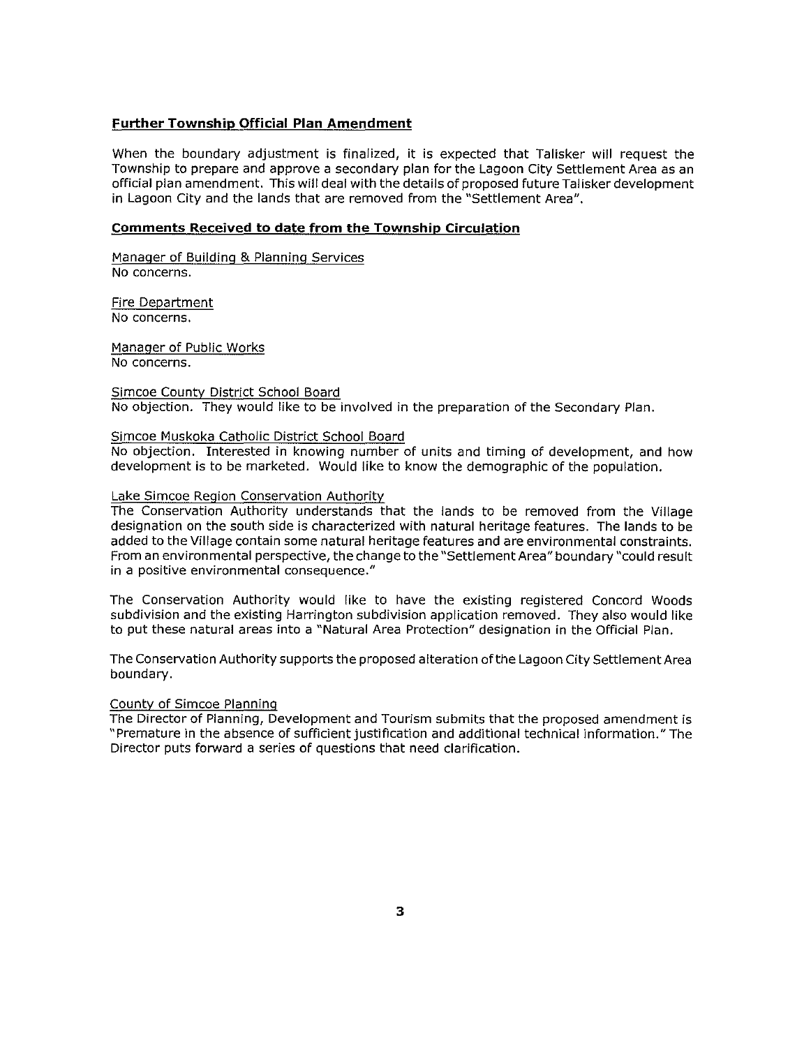## Further Township Official Plan Amendment

When the boundary adjustment is finalized, it is expected that Talisker will request the Township to prepare and approve a secondary plan for the Lagoon City Settlement Area as an official plan amendment. This will deal with the details of proposed future Talisker development in Lagoon City and the lands that are removed from the "Settlement Area".

## Comments Received to date from the Township Circulation

Manager of Building & Planning Services
No concerns.

Fire Department
No concerns.

Manager of Public Works
No concerns.

Simcoe County District School Board
No objection. They would like to be involved in the preparation of the Secondary Plan.

Simcoe Muskoka Catholic District School Board
No objection. Interested in knowing number of units and timing of development, and how development is to be marketed. Would like to know the demographic of the population.

Lake Simcoe Region Conservation Authority
The Conservation Authority understands that the lands to be removed from the Village designation on the south side is characterized with natural heritage features. The lands to be added to the Village contain some natural heritage features and are environmental constraints. From an environmental perspective, the change to the "Settlement Area" boundary "could result in a positive environmental consequence."

The Conservation Authority would like to have the existing registered Concord Woods subdivision and the existing Harrington subdivision application removed. They also would like to put these natural areas into a "Natural Area Protection" designation in the Official Plan.

The Conservation Authority supports the proposed alteration of the Lagoon City Settlement Area boundary.

County of Simcoe Planning
The Director of Planning, Development and Tourism submits that the proposed amendment is "Premature in the absence of sufficient justification and additional technical information." The Director puts forward a series of questions that need clarification.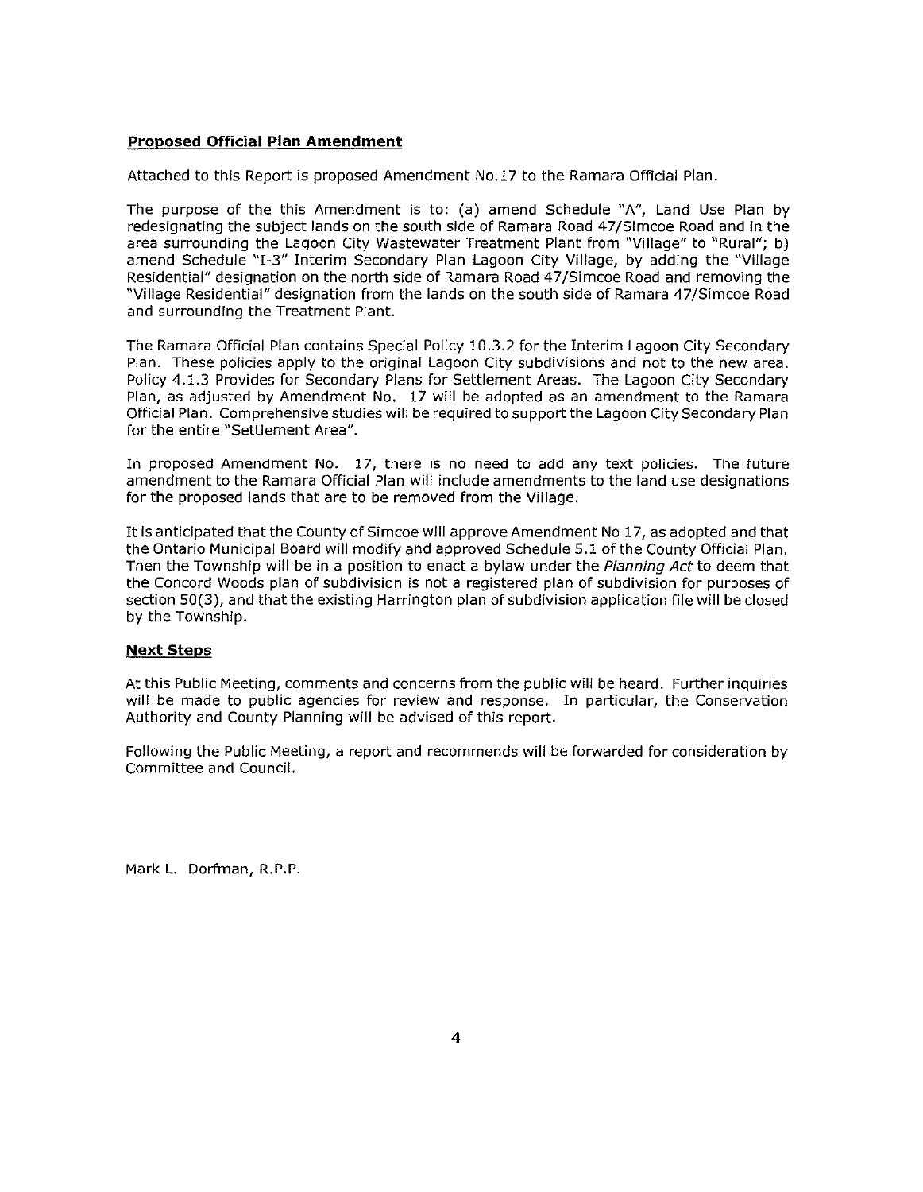## Proposed Official Plan Amendment

Attached to this Report is proposed Amendment No.17 to the Ramara Official Plan.

The purpose of the this Amendment is to: (a) amend Schedule "A", Land Use Plan by redesignating the subject lands on the south side of Ramara Road 47/Simcoe Road and in the area surrounding the Lagoon City Wastewater Treatment Plant from "Village" to "Rural"; b) amend Schedule "I-3" Interim Secondary Plan Lagoon City Village, by adding the "Village Residential" designation on the north side of Ramara Road 47/Simcoe Road and removing the "Village Residential" designation from the lands on the south side of Ramara 47/Simcoe Road and surrounding the Treatment Plant.

The Ramara Official Plan contains Special Policy 10.3.2 for the Interim Lagoon City Secondary Plan. These policies apply to the original Lagoon City subdivisions and not to the new area. Policy 4.1.3 Provides for Secondary Plans for Settlement Areas. The Lagoon City Secondary Plan, as adjusted by Amendment No. 17 will be adopted as an amendment to the Ramara Official Plan. Comprehensive studies will be required to support the Lagoon City Secondary Plan for the entire "Settlement Area".

In proposed Amendment No. 17, there is no need to add any text policies. The future amendment to the Ramara Official Plan will include amendments to the land use designations for the proposed lands that are to be removed from the Village.

It is anticipated that the County of Simcoe will approve Amendment No 17, as adopted and that the Ontario Municipal Board will modify and approved Schedule 5.1 of the County Official Plan. Then the Township will be in a position to enact a bylaw under the *Planning Act* to deem that the Concord Woods plan of subdivision is not a registered plan of subdivision for purposes of section 50(3), and that the existing Harrington plan of subdivision application file will be closed by the Township.

## Next Steps

At this Public Meeting, comments and concerns from the public will be heard. Further inquiries will be made to public agencies for review and response. In particular, the Conservation Authority and County Planning will be advised of this report.

Following the Public Meeting, a report and recommends will be forwarded for consideration by Committee and Council.

Mark L. Dorfman, R.P.P.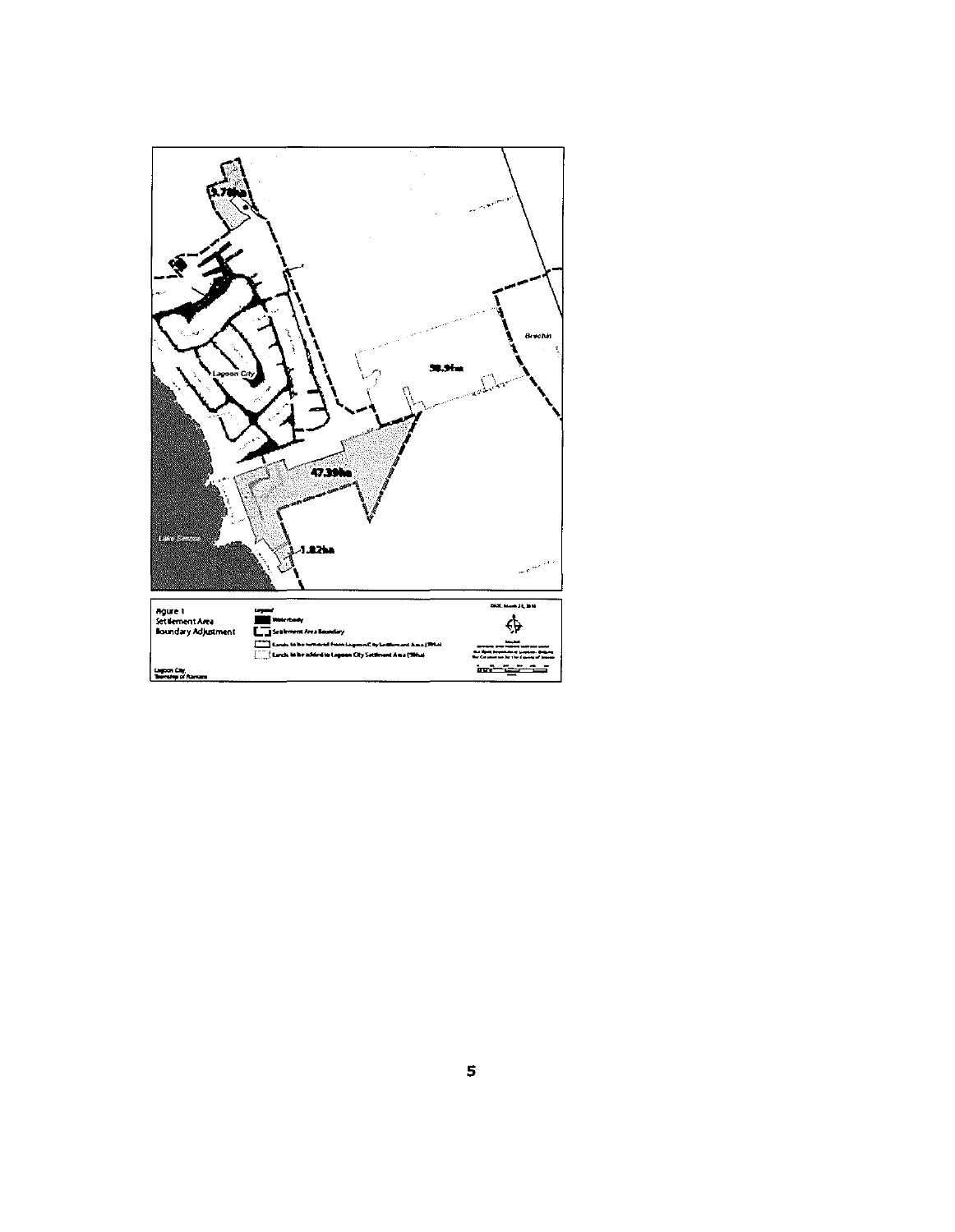Figure 1
Settlement Area
Boundary Adjustment

Lagoon City
Township of Ramara

Legend

Waterbody

Settlement Area Boundary

Lands to be removed from Lagoon City Settlement Area (59ha)

Lands to be added to Lagoon City Settlement Area (59ha)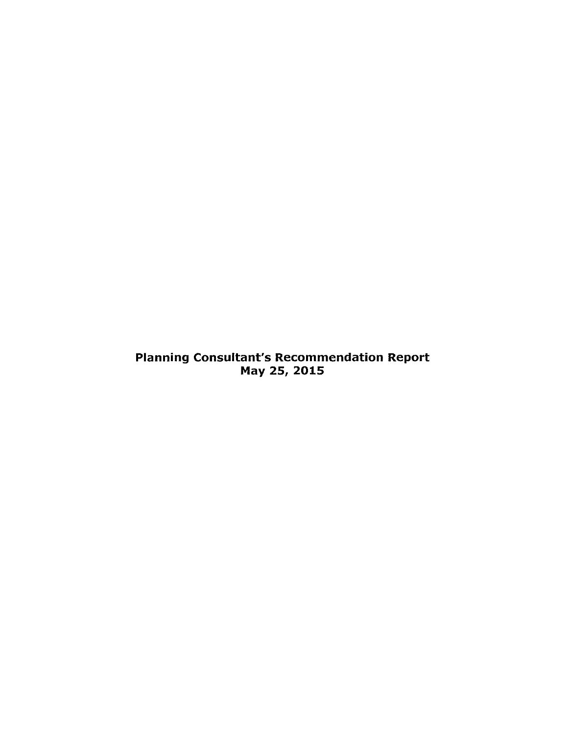**Planning Consultant's Recommendation Report**
**May 25, 2015**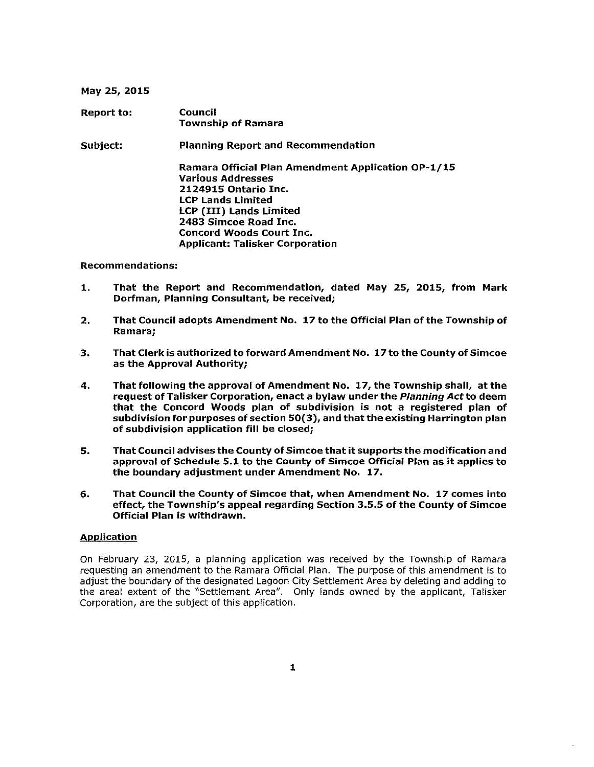May 25, 2015

**Report to:** **Council**
**Township of Ramara**

**Subject:** **Planning Report and Recommendation**

**Ramara Official Plan Amendment Application OP-1/15**
**Various Addresses**
**2124915 Ontario Inc.**
**LCP Lands Limited**
**LCP (III) Lands Limited**
**2483 Simcoe Road Inc.**
**Concord Woods Court Inc.**
**Applicant: Talisker Corporation**

**Recommendations:**

1. **That the Report and Recommendation, dated May 25, 2015, from Mark Dorfman, Planning Consultant, be received;**

2. **That Council adopts Amendment No. 17 to the Official Plan of the Township of Ramara;**

3. **That Clerk is authorized to forward Amendment No. 17 to the County of Simcoe as the Approval Authority;**

4. **That following the approval of Amendment No. 17, the Township shall, at the request of Talisker Corporation, enact a bylaw under the *Planning Act* to deem that the Concord Woods plan of subdivision is not a registered plan of subdivision for purposes of section 50(3), and that the existing Harrington plan of subdivision application fill be closed;**

5. **That Council advises the County of Simcoe that it supports the modification and approval of Schedule 5.1 to the County of Simcoe Official Plan as it applies to the boundary adjustment under Amendment No. 17.**

6. **That Council the County of Simcoe that, when Amendment No. 17 comes into effect, the Township's appeal regarding Section 3.5.5 of the County of Simcoe Official Plan is withdrawn.**

## Application

On February 23, 2015, a planning application was received by the Township of Ramara requesting an amendment to the Ramara Official Plan. The purpose of this amendment is to adjust the boundary of the designated Lagoon City Settlement Area by deleting and adding to the areal extent of the "Settlement Area". Only lands owned by the applicant, Talisker Corporation, are the subject of this application.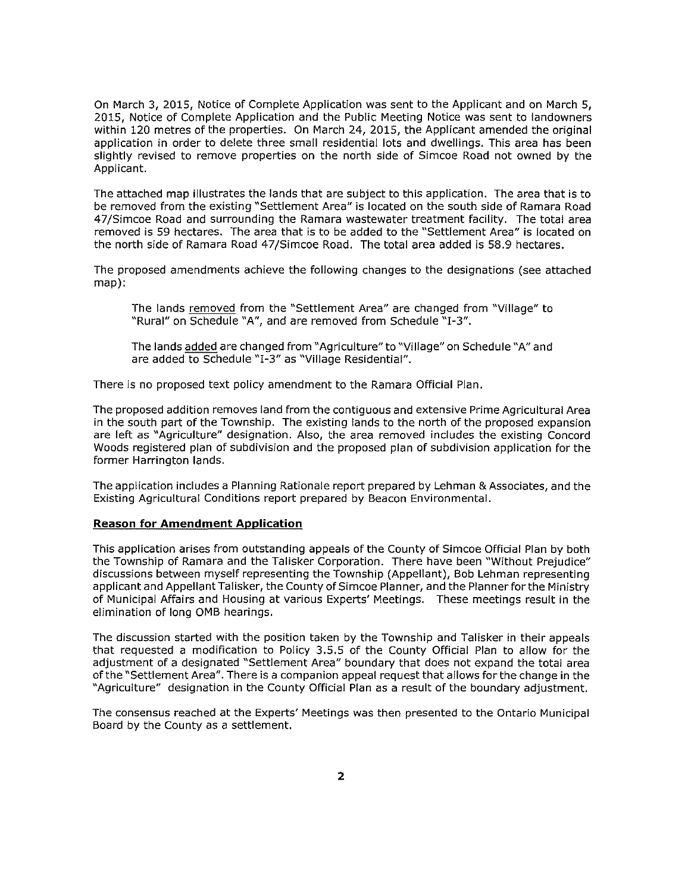On March 3, 2015, Notice of Complete Application was sent to the Applicant and on March 5, 2015, Notice of Complete Application and the Public Meeting Notice was sent to landowners within 120 metres of the properties. On March 24, 2015, the Applicant amended the original application in order to delete three small residential lots and dwellings. This area has been slightly revised to remove properties on the north side of Simcoe Road not owned by the Applicant.

The attached map illustrates the lands that are subject to this application. The area that is to be removed from the existing "Settlement Area" is located on the south side of Ramara Road 47/Simcoe Road and surrounding the Ramara wastewater treatment facility. The total area removed is 59 hectares. The area that is to be added to the "Settlement Area" is located on the north side of Ramara Road 47/Simcoe Road. The total area added is 58.9 hectares.

The proposed amendments achieve the following changes to the designations (see attached map):

> The lands removed from the "Settlement Area" are changed from "Village" to "Rural" on Schedule "A", and are removed from Schedule "I-3".
>
> The lands added are changed from "Agriculture" to "Village" on Schedule "A" and are added to Schedule "I-3" as "Village Residential".

There is no proposed text policy amendment to the Ramara Official Plan.

The proposed addition removes land from the contiguous and extensive Prime Agricultural Area in the south part of the Township. The existing lands to the north of the proposed expansion are left as "Agriculture" designation. Also, the area removed includes the existing Concord Woods registered plan of subdivision and the proposed plan of subdivision application for the former Harrington lands.

The application includes a Planning Rationale report prepared by Lehman & Associates, and the Existing Agricultural Conditions report prepared by Beacon Environmental.

**Reason for Amendment Application**

This application arises from outstanding appeals of the County of Simcoe Official Plan by both the Township of Ramara and the Talisker Corporation. There have been "Without Prejudice" discussions between myself representing the Township (Appellant), Bob Lehman representing applicant and Appellant Talisker, the County of Simcoe Planner, and the Planner for the Ministry of Municipal Affairs and Housing at various Experts' Meetings. These meetings result in the elimination of long OMB hearings.

The discussion started with the position taken by the Township and Talisker in their appeals that requested a modification to Policy 3.5.5 of the County Official Plan to allow for the adjustment of a designated "Settlement Area" boundary that does not expand the total area of the "Settlement Area". There is a companion appeal request that allows for the change in the "Agriculture" designation in the County Official Plan as a result of the boundary adjustment.

The consensus reached at the Experts' Meetings was then presented to the Ontario Municipal Board by the County as a settlement.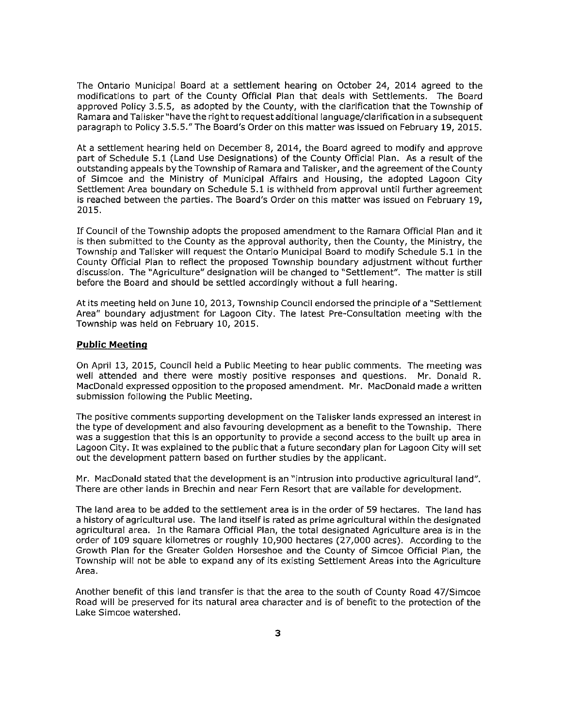The Ontario Municipal Board at a settlement hearing on October 24, 2014 agreed to the modifications to part of the County Official Plan that deals with Settlements. The Board approved Policy 3.5.5, as adopted by the County, with the clarification that the Township of Ramara and Talisker "have the right to request additional language/clarification in a subsequent paragraph to Policy 3.5.5." The Board's Order on this matter was issued on February 19, 2015.

At a settlement hearing held on December 8, 2014, the Board agreed to modify and approve part of Schedule 5.1 (Land Use Designations) of the County Official Plan. As a result of the outstanding appeals by the Township of Ramara and Talisker, and the agreement of the County of Simcoe and the Ministry of Municipal Affairs and Housing, the adopted Lagoon City Settlement Area boundary on Schedule 5.1 is withheld from approval until further agreement is reached between the parties. The Board's Order on this matter was issued on February 19, 2015.

If Council of the Township adopts the proposed amendment to the Ramara Official Plan and it is then submitted to the County as the approval authority, then the County, the Ministry, the Township and Talisker will request the Ontario Municipal Board to modify Schedule 5.1 in the County Official Plan to reflect the proposed Township boundary adjustment without further discussion. The "Agriculture" designation will be changed to "Settlement". The matter is still before the Board and should be settled accordingly without a full hearing.

At its meeting held on June 10, 2013, Township Council endorsed the principle of a "Settlement Area" boundary adjustment for Lagoon City. The latest Pre-Consultation meeting with the Township was held on February 10, 2015.

**Public Meeting**

On April 13, 2015, Council held a Public Meeting to hear public comments. The meeting was well attended and there were mostly positive responses and questions. Mr. Donald R. MacDonald expressed opposition to the proposed amendment. Mr. MacDonald made a written submission following the Public Meeting.

The positive comments supporting development on the Talisker lands expressed an interest in the type of development and also favouring development as a benefit to the Township. There was a suggestion that this is an opportunity to provide a second access to the built up area in Lagoon City. It was explained to the public that a future secondary plan for Lagoon City will set out the development pattern based on further studies by the applicant.

Mr. MacDonald stated that the development is an "intrusion into productive agricultural land". There are other lands in Brechin and near Fern Resort that are vailable for development.

The land area to be added to the settlement area is in the order of 59 hectares. The land has a history of agricultural use. The land itself is rated as prime agricultural within the designated agricultural area. In the Ramara Official Plan, the total designated Agriculture area is in the order of 109 square kilometres or roughly 10,900 hectares (27,000 acres). According to the Growth Plan for the Greater Golden Horseshoe and the County of Simcoe Official Plan, the Township will not be able to expand any of its existing Settlement Areas into the Agriculture Area.

Another benefit of this land transfer is that the area to the south of County Road 47/Simcoe Road will be preserved for its natural area character and is of benefit to the protection of the Lake Simcoe watershed.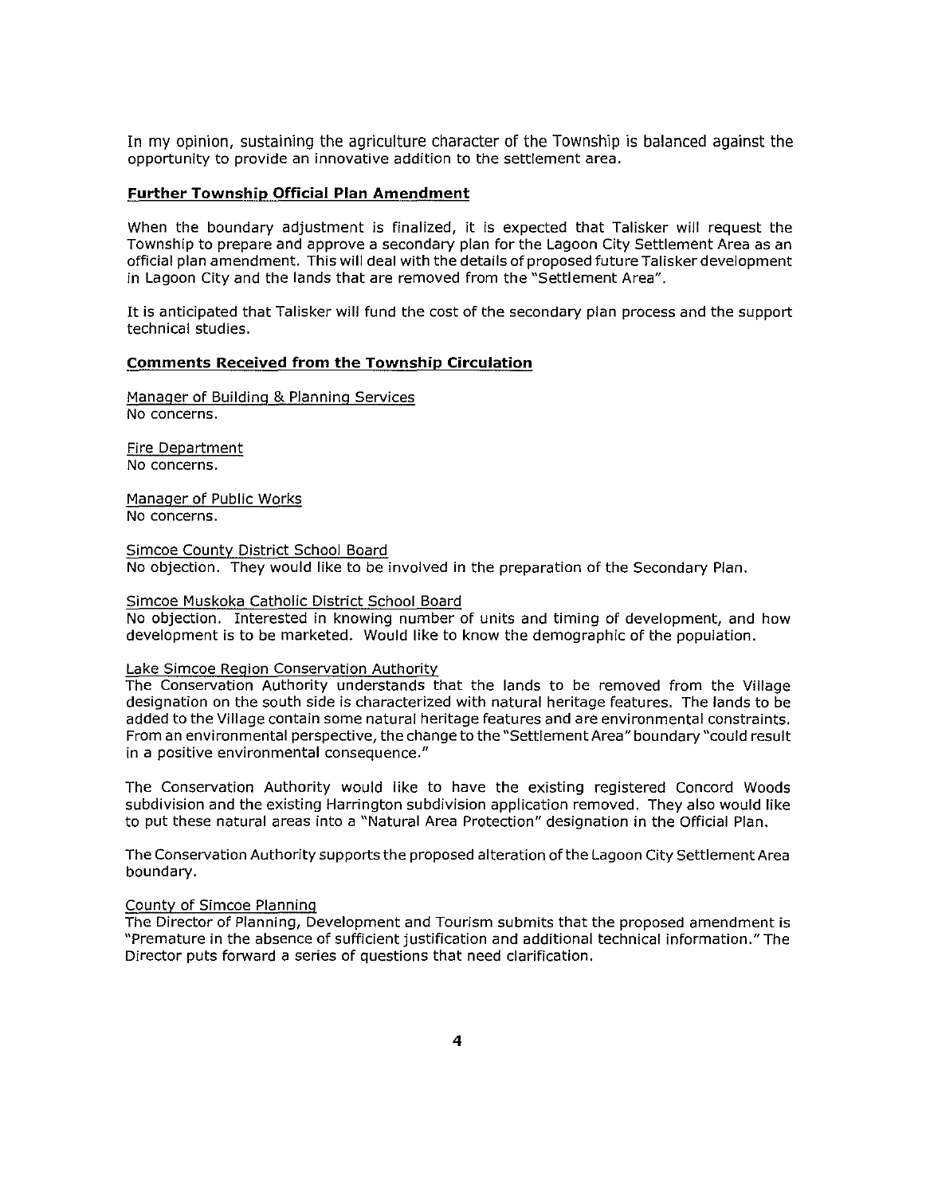In my opinion, sustaining the agriculture character of the Township is balanced against the opportunity to provide an innovative addition to the settlement area.

**Further Township Official Plan Amendment**

When the boundary adjustment is finalized, it is expected that Talisker will request the Township to prepare and approve a secondary plan for the Lagoon City Settlement Area as an official plan amendment. This will deal with the details of proposed future Talisker development in Lagoon City and the lands that are removed from the "Settlement Area".

It is anticipated that Talisker will fund the cost of the secondary plan process and the support technical studies.

**Comments Received from the Township Circulation**

Manager of Building & Planning Services
No concerns.

Fire Department
No concerns.

Manager of Public Works
No concerns.

Simcoe County District School Board
No objection. They would like to be involved in the preparation of the Secondary Plan.

Simcoe Muskoka Catholic District School Board
No objection. Interested in knowing number of units and timing of development, and how development is to be marketed. Would like to know the demographic of the population.

Lake Simcoe Region Conservation Authority
The Conservation Authority understands that the lands to be removed from the Village designation on the south side is characterized with natural heritage features. The lands to be added to the Village contain some natural heritage features and are environmental constraints. From an environmental perspective, the change to the "Settlement Area" boundary "could result in a positive environmental consequence."

The Conservation Authority would like to have the existing registered Concord Woods subdivision and the existing Harrington subdivision application removed. They also would like to put these natural areas into a "Natural Area Protection" designation in the Official Plan.

The Conservation Authority supports the proposed alteration of the Lagoon City Settlement Area boundary.

County of Simcoe Planning
The Director of Planning, Development and Tourism submits that the proposed amendment is "Premature in the absence of sufficient justification and additional technical information." The Director puts forward a series of questions that need clarification.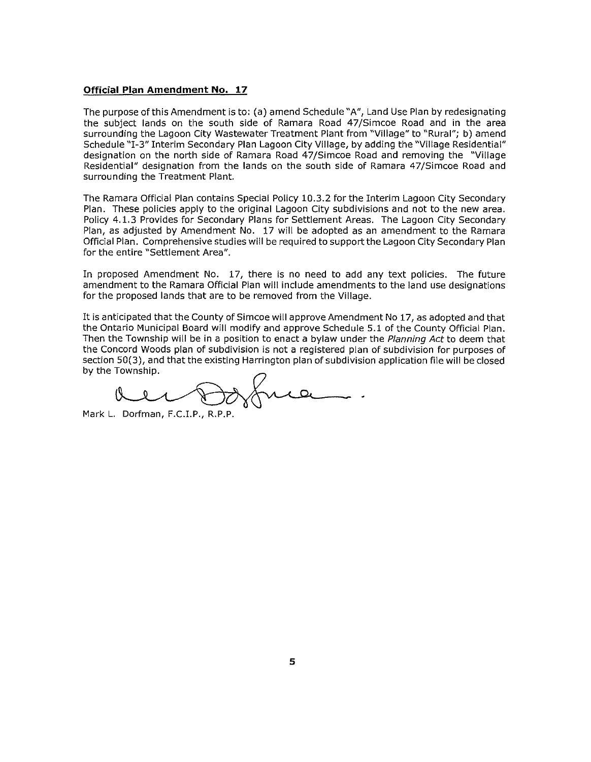**Official Plan Amendment No. 17**

The purpose of this Amendment is to: (a) amend Schedule "A", Land Use Plan by redesignating the subject lands on the south side of Ramara Road 47/Simcoe Road and in the area surrounding the Lagoon City Wastewater Treatment Plant from "Village" to "Rural"; b) amend Schedule "I-3" Interim Secondary Plan Lagoon City Village, by adding the "Village Residential" designation on the north side of Ramara Road 47/Simcoe Road and removing the "Village Residential" designation from the lands on the south side of Ramara 47/Simcoe Road and surrounding the Treatment Plant.

The Ramara Official Plan contains Special Policy 10.3.2 for the Interim Lagoon City Secondary Plan. These policies apply to the original Lagoon City subdivisions and not to the new area. Policy 4.1.3 Provides for Secondary Plans for Settlement Areas. The Lagoon City Secondary Plan, as adjusted by Amendment No. 17 will be adopted as an amendment to the Ramara Official Plan. Comprehensive studies will be required to support the Lagoon City Secondary Plan for the entire "Settlement Area".

In proposed Amendment No. 17, there is no need to add any text policies. The future amendment to the Ramara Official Plan will include amendments to the land use designations for the proposed lands that are to be removed from the Village.

It is anticipated that the County of Simcoe will approve Amendment No 17, as adopted and that the Ontario Municipal Board will modify and approve Schedule 5.1 of the County Official Plan. Then the Township will be in a position to enact a bylaw under the *Planning Act* to deem that the Concord Woods plan of subdivision is not a registered plan of subdivision for purposes of section 50(3), and that the existing Harrington plan of subdivision application file will be closed by the Township.

Mark L. Dorfman, F.C.I.P., R.P.P.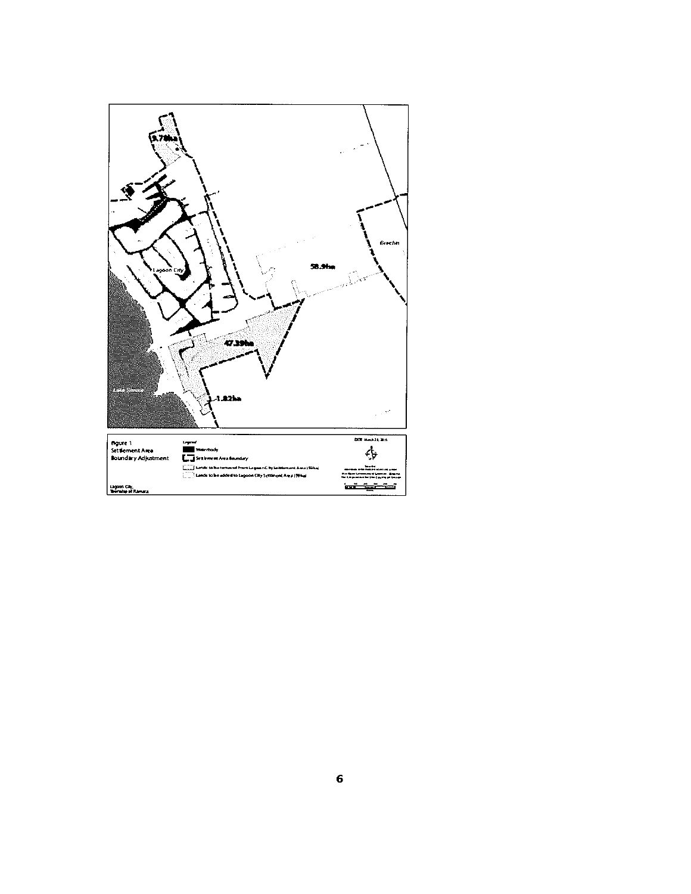9.78ha

Lagoon City

58.9ha

Brechin

47.39ha

Lake Simcoe

1.82ha

Figure 1
Settlement Area
Boundary Adjustment

Lagoon City,
Township of Ramara

Legend

Waterbody

Settlement Area Boundary

Lands to be removed from Lagoon City Settlement Area (59ha)

Lands to be added to Lagoon City Settlement Area (59ha)